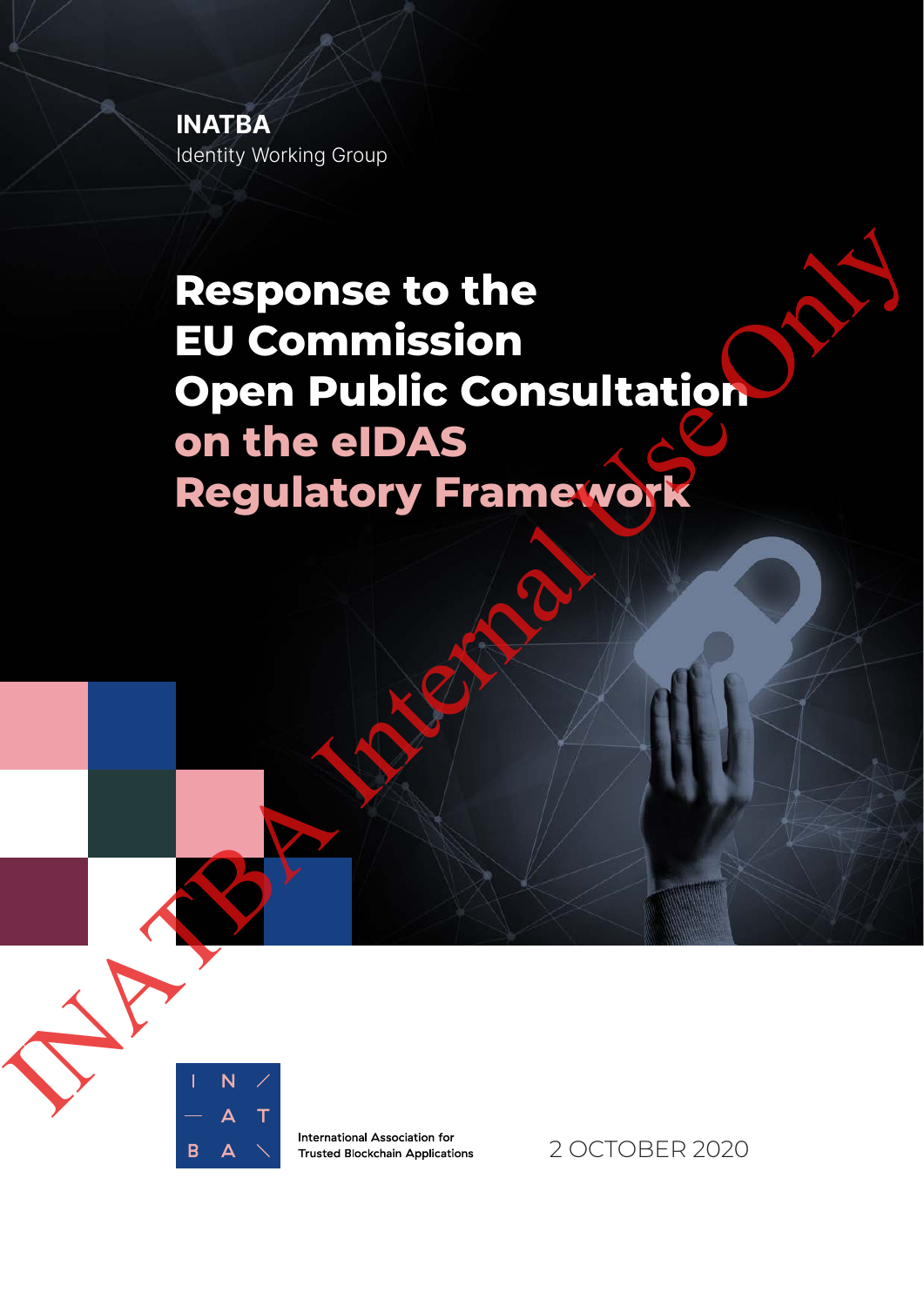**INATBA**
Identity Working Group

# Response to the EU Commission Open Public Consultation on the eIDAS Regulatory Framework

INATBA Internal Use Only

I N / — A T B A \

International Association for Trusted Blockchain Applications

2 OCTOBER 2020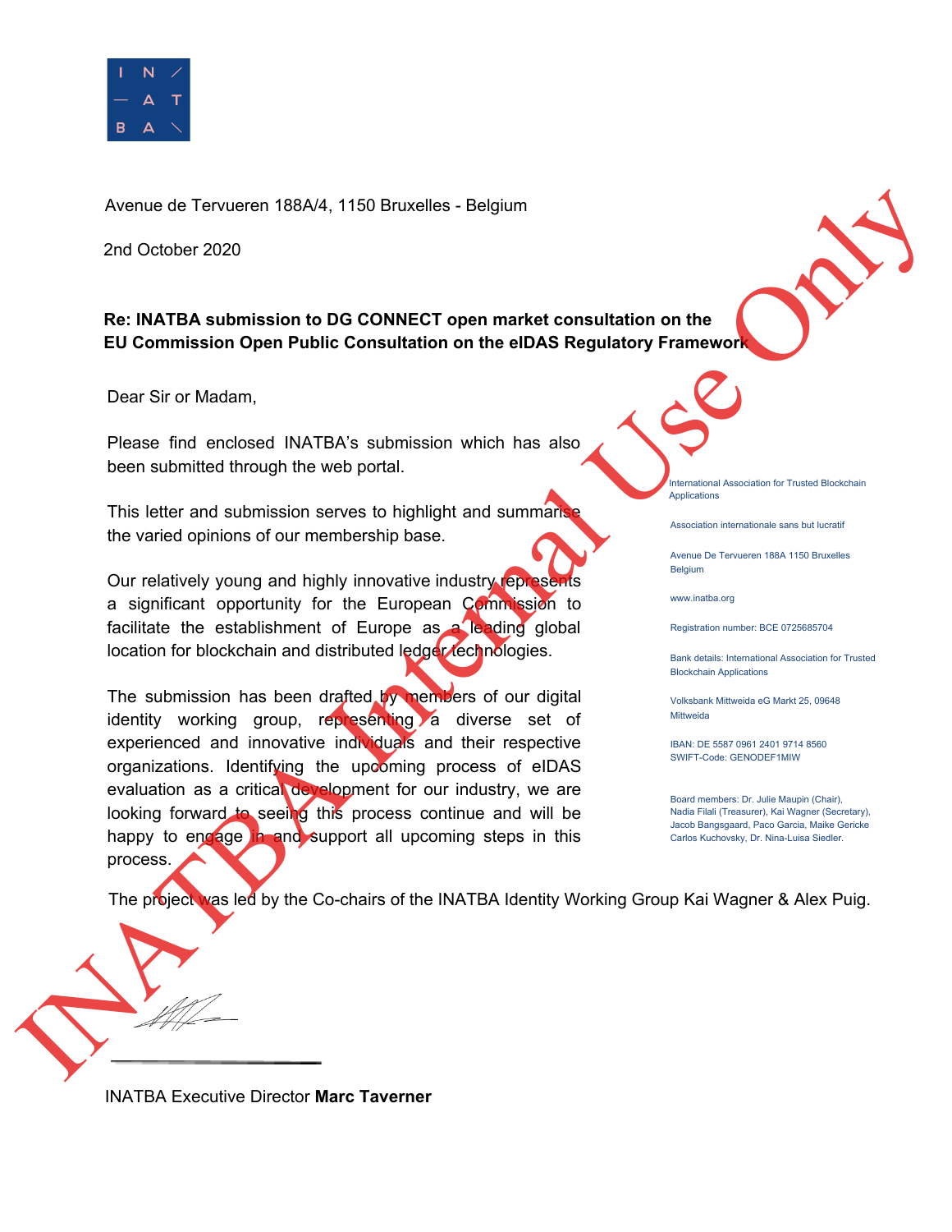Avenue de Tervueren 188A/4, 1150 Bruxelles - Belgium

2nd October 2020

**Re: INATBA submission to DG CONNECT open market consultation on the EU Commission Open Public Consultation on the eIDAS Regulatory Framework**

Dear Sir or Madam,

Please find enclosed INATBA's submission which has also been submitted through the web portal.

This letter and submission serves to highlight and summarise the varied opinions of our membership base.

Our relatively young and highly innovative industry represents a significant opportunity for the European Commission to facilitate the establishment of Europe as a leading global location for blockchain and distributed ledger technologies.

The submission has been drafted by members of our digital identity working group, representing a diverse set of experienced and innovative individuals and their respective organizations. Identifying the upcoming process of eIDAS evaluation as a critical development for our industry, we are looking forward to seeing this process continue and will be happy to engage in and support all upcoming steps in this process.

The project was led by the Co-chairs of the INATBA Identity Working Group Kai Wagner & Alex Puig.

INATBA Executive Director **Marc Taverner**

International Association for Trusted Blockchain Applications

Association internationale sans but lucratif

Avenue De Tervueren 188A 1150 Bruxelles Belgium

www.inatba.org

Registration number: BCE 0725685704

Bank details: International Association for Trusted Blockchain Applications

Volksbank Mittweida eG Markt 25, 09648 Mittweida

IBAN: DE 5587 0961 2401 9714 8560
SWIFT-Code: GENODEF1MIW

Board members: Dr. Julie Maupin (Chair), Nadia Filali (Treasurer), Kai Wagner (Secretary), Jacob Bangsgaard, Paco Garcia, Maike Gericke Carlos Kuchovsky, Dr. Nina-Luisa Siedler.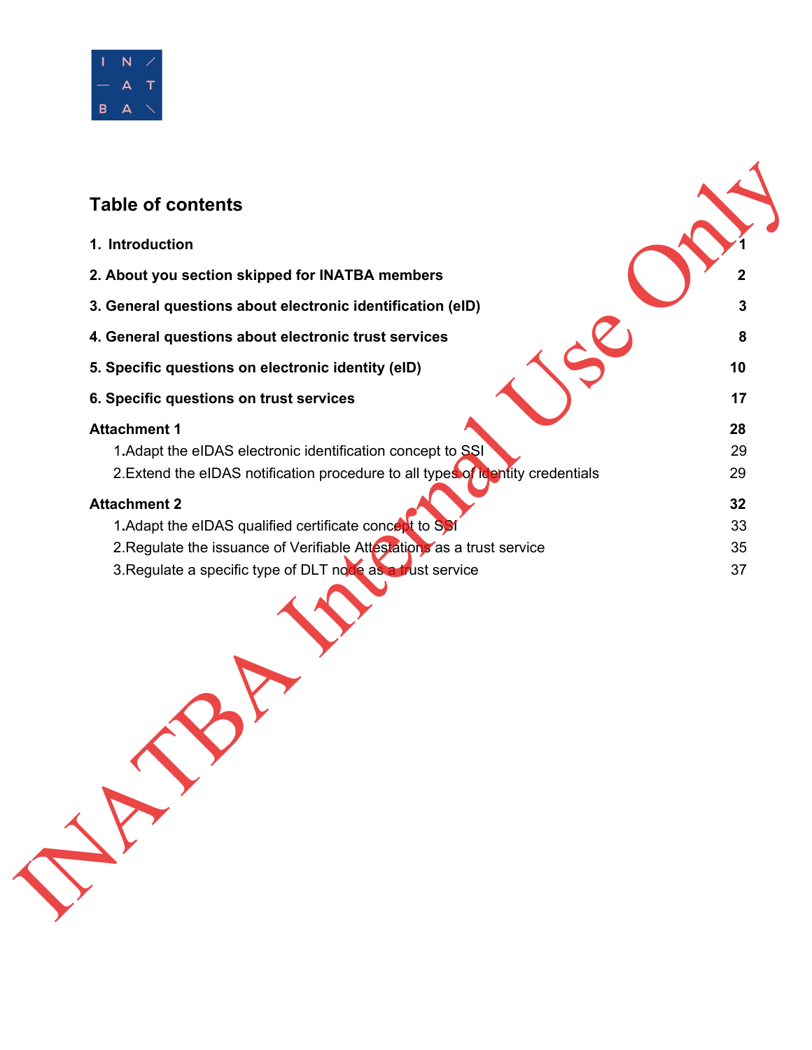## Table of contents

| | |
|---|---|
| **1. Introduction** | **1** |
| **2. About you section skipped for INATBA members** | **2** |
| **3. General questions about electronic identification (eID)** | **3** |
| **4. General questions about electronic trust services** | **8** |
| **5. Specific questions on electronic identity (eID)** | **10** |
| **6. Specific questions on trust services** | **17** |
| **Attachment 1** | **28** |
| 1. Adapt the eIDAS electronic identification concept to SSI | 29 |
| 2. Extend the eIDAS notification procedure to all types of identity credentials | 29 |
| **Attachment 2** | **32** |
| 1. Adapt the eIDAS qualified certificate concept to SSI | 33 |
| 2. Regulate the issuance of Verifiable Attestations as a trust service | 35 |
| 3. Regulate a specific type of DLT node as a trust service | 37 |

INATBA Internal Use Only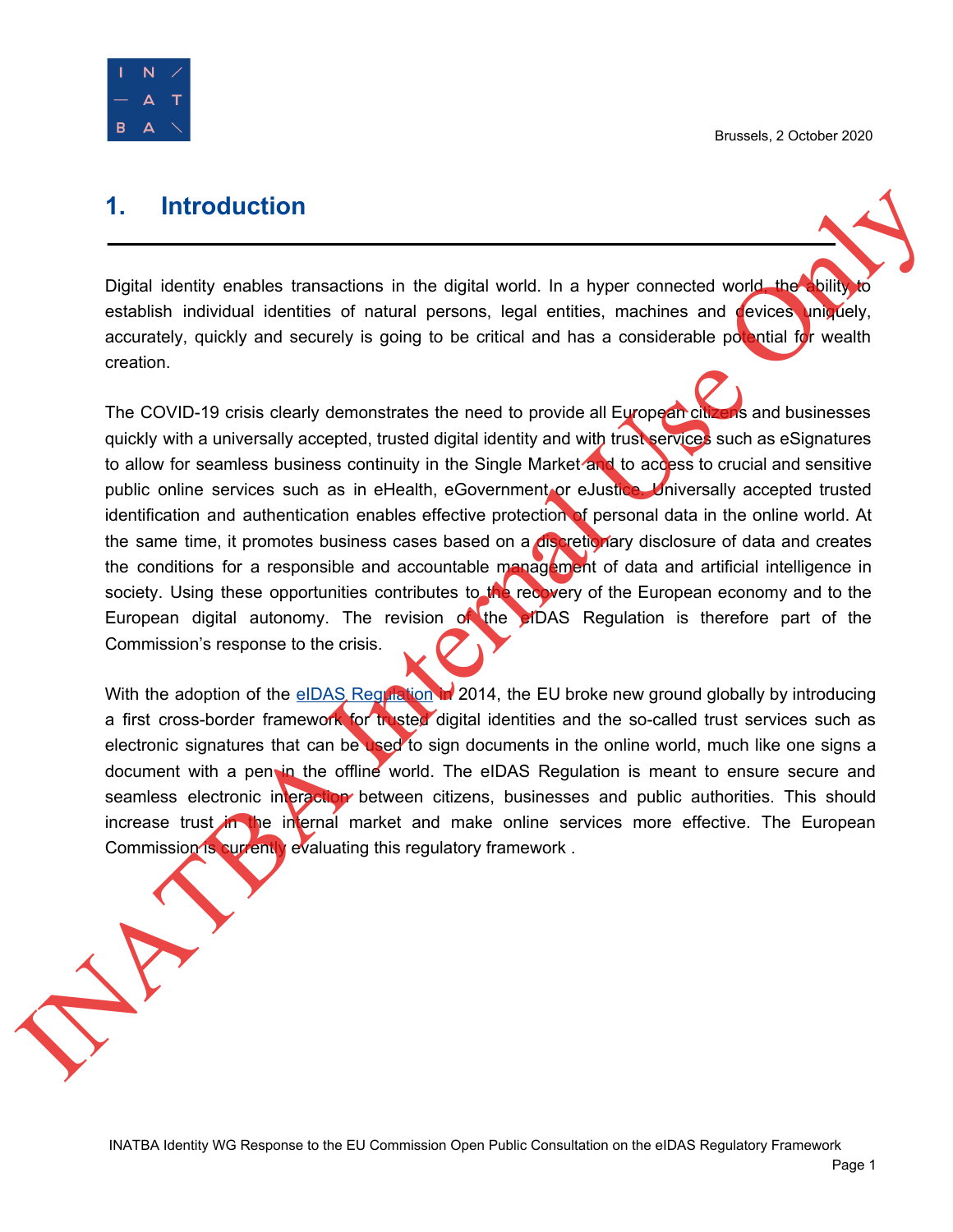Brussels, 2 October 2020

# 1. Introduction

Digital identity enables transactions in the digital world. In a hyper connected world, the ability to establish individual identities of natural persons, legal entities, machines and devices uniquely, accurately, quickly and securely is going to be critical and has a considerable potential for wealth creation.

The COVID-19 crisis clearly demonstrates the need to provide all European citizens and businesses quickly with a universally accepted, trusted digital identity and with trust services such as eSignatures to allow for seamless business continuity in the Single Market and to access to crucial and sensitive public online services such as in eHealth, eGovernment or eJustice. Universally accepted trusted identification and authentication enables effective protection of personal data in the online world. At the same time, it promotes business cases based on a discretionary disclosure of data and creates the conditions for a responsible and accountable management of data and artificial intelligence in society. Using these opportunities contributes to the recovery of the European economy and to the European digital autonomy. The revision of the eIDAS Regulation is therefore part of the Commission's response to the crisis.

With the adoption of the eIDAS Regulation in 2014, the EU broke new ground globally by introducing a first cross-border framework for trusted digital identities and the so-called trust services such as electronic signatures that can be used to sign documents in the online world, much like one signs a document with a pen in the offline world. The eIDAS Regulation is meant to ensure secure and seamless electronic interaction between citizens, businesses and public authorities. This should increase trust in the internal market and make online services more effective. The European Commission is currently evaluating this regulatory framework .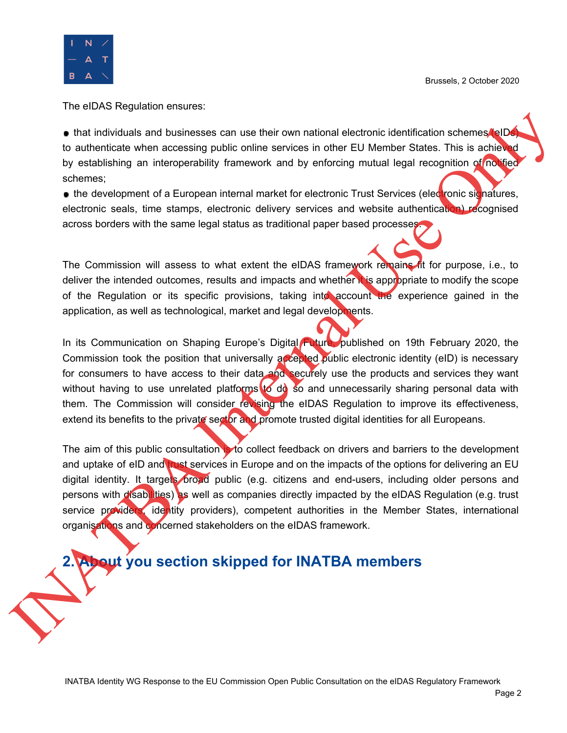Brussels, 2 October 2020

The eIDAS Regulation ensures:

- that individuals and businesses can use their own national electronic identification schemes (eIDs) to authenticate when accessing public online services in other EU Member States. This is achieved by establishing an interoperability framework and by enforcing mutual legal recognition of notified schemes;
- the development of a European internal market for electronic Trust Services (electronic signatures, electronic seals, time stamps, electronic delivery services and website authentication) recognised across borders with the same legal status as traditional paper based processes.

The Commission will assess to what extent the eIDAS framework remains fit for purpose, i.e., to deliver the intended outcomes, results and impacts and whether it is appropriate to modify the scope of the Regulation or its specific provisions, taking into account the experience gained in the application, as well as technological, market and legal developments.

In its Communication on Shaping Europe's Digital Future, published on 19th February 2020, the Commission took the position that universally accepted public electronic identity (eID) is necessary for consumers to have access to their data and securely use the products and services they want without having to use unrelated platforms to do so and unnecessarily sharing personal data with them. The Commission will consider revising the eIDAS Regulation to improve its effectiveness, extend its benefits to the private sector and promote trusted digital identities for all Europeans.

The aim of this public consultation is to collect feedback on drivers and barriers to the development and uptake of eID and trust services in Europe and on the impacts of the options for delivering an EU digital identity. It targets broad public (e.g. citizens and end-users, including older persons and persons with disabilities) as well as companies directly impacted by the eIDAS Regulation (e.g. trust service providers, identity providers), competent authorities in the Member States, international organisations and concerned stakeholders on the eIDAS framework.

## 2. About you section skipped for INATBA members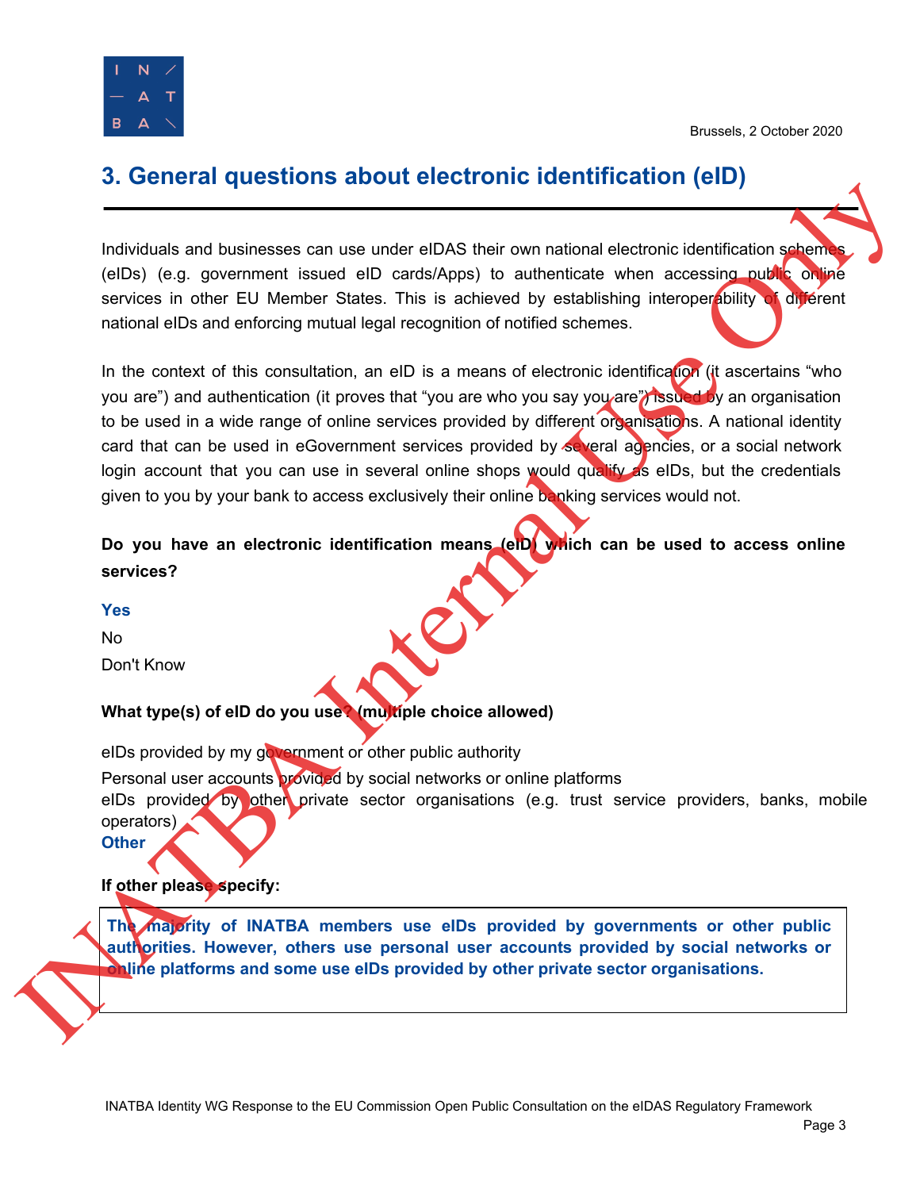Brussels, 2 October 2020

## 3. General questions about electronic identification (eID)

Individuals and businesses can use under eIDAS their own national electronic identification schemes (eIDs) (e.g. government issued eID cards/Apps) to authenticate when accessing public online services in other EU Member States. This is achieved by establishing interoperability of different national eIDs and enforcing mutual legal recognition of notified schemes.

In the context of this consultation, an eID is a means of electronic identification (it ascertains "who you are") and authentication (it proves that "you are who you say you are") issued by an organisation to be used in a wide range of online services provided by different organisations. A national identity card that can be used in eGovernment services provided by several agencies, or a social network login account that you can use in several online shops would qualify as eIDs, but the credentials given to you by your bank to access exclusively their online banking services would not.

**Do you have an electronic identification means (eID) which can be used to access online services?**

**Yes**

No

Don't Know

**What type(s) of eID do you use? (multiple choice allowed)**

eIDs provided by my government or other public authority

Personal user accounts provided by social networks or online platforms

eIDs provided by other private sector organisations (e.g. trust service providers, banks, mobile operators)

**Other**

**If other please specify:**

**The majority of INATBA members use eIDs provided by governments or other public authorities. However, others use personal user accounts provided by social networks or online platforms and some use eIDs provided by other private sector organisations.**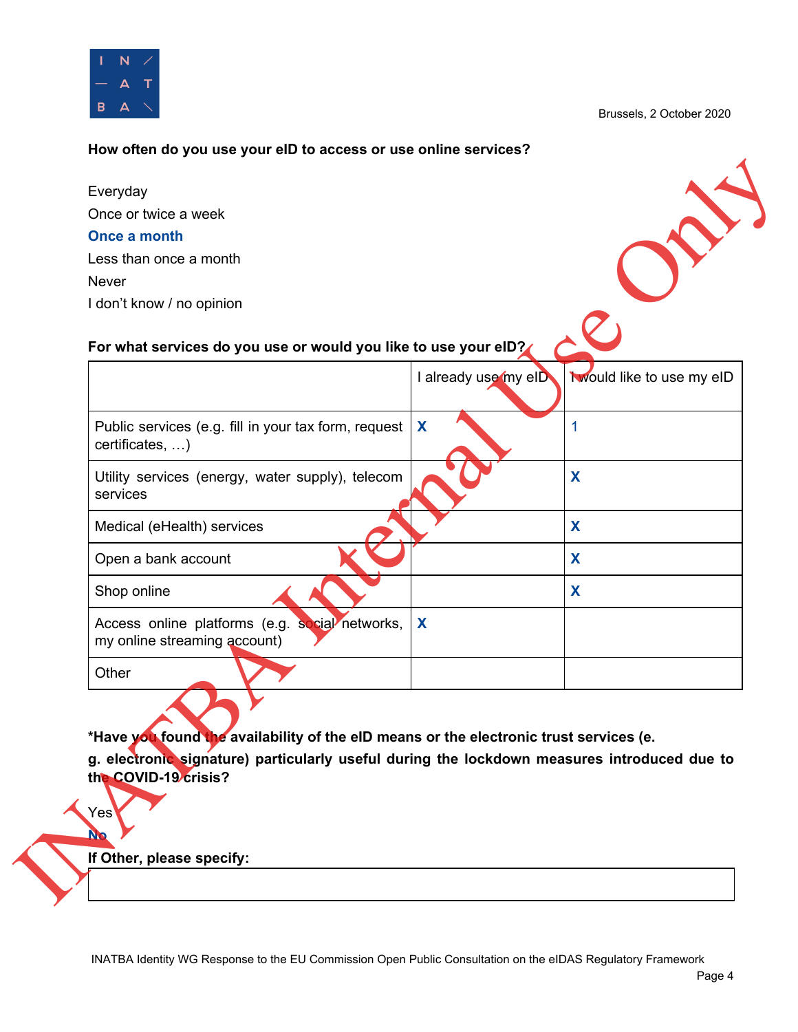Brussels, 2 October 2020

**How often do you use your eID to access or use online services?**

Everyday

Once or twice a week

**Once a month**

Less than once a month

Never

I don't know / no opinion

**For what services do you use or would you like to use your eID?**

| | I already use my eID | I would like to use my eID |
|---|---|---|
| Public services (e.g. fill in your tax form, request certificates, …) | **X** | 1 |
| Utility services (energy, water supply), telecom services | | **X** |
| Medical (eHealth) services | | **X** |
| Open a bank account | | **X** |
| Shop online | | **X** |
| Access online platforms (e.g. social networks, my online streaming account) | **X** | |
| Other | | |

***Have you found the availability of the eID means or the electronic trust services (e. g. electronic signature) particularly useful during the lockdown measures introduced due to the COVID-19 crisis?**

Yes

**No**

**If Other, please specify:**

| |
|---|
| |

INATBA Identity WG Response to the EU Commission Open Public Consultation on the eIDAS Regulatory Framework

INATBA Internal Use Only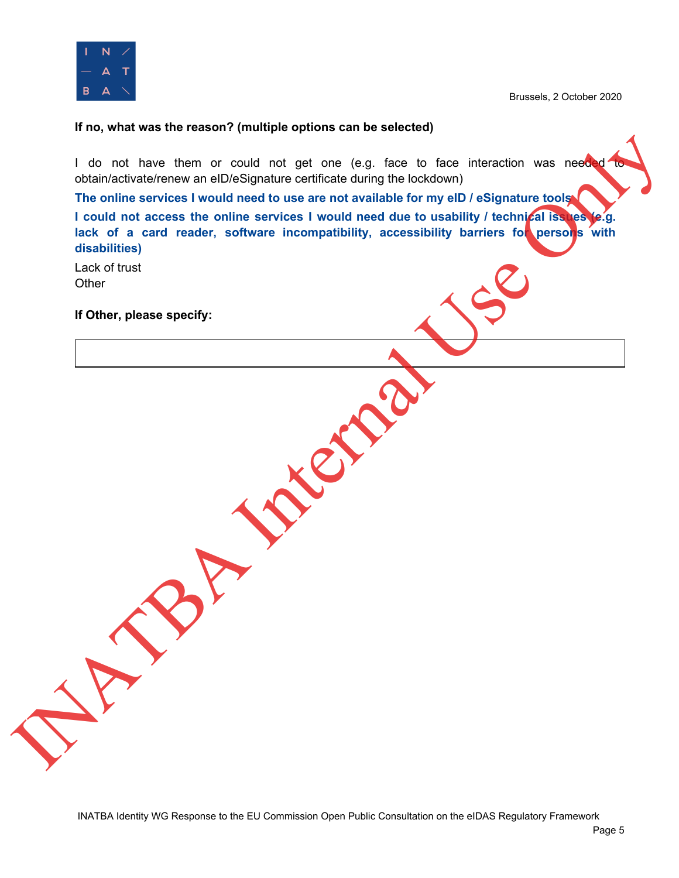**If no, what was the reason? (multiple options can be selected)**

I do not have them or could not get one (e.g. face to face interaction was needed to obtain/activate/renew an eID/eSignature certificate during the lockdown)

**The online services I would need to use are not available for my eID / eSignature tools**

**I could not access the online services I would need due to usability / technical issues (e.g. lack of a card reader, software incompatibility, accessibility barriers for persons with disabilities)**

Lack of trust

Other

**If Other, please specify:**

| |
|---|
| |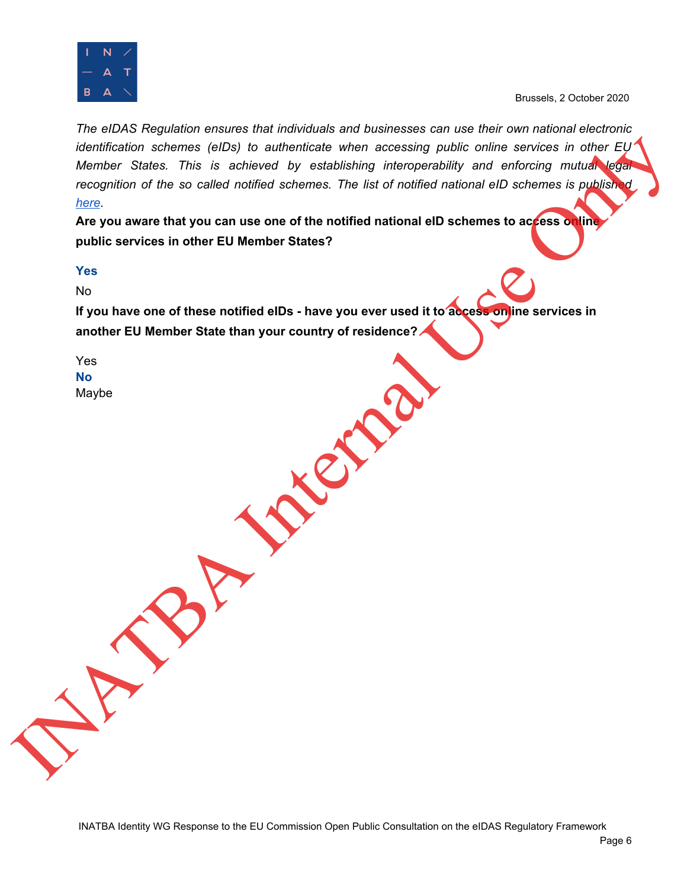*The eIDAS Regulation ensures that individuals and businesses can use their own national electronic identification schemes (eIDs) to authenticate when accessing public online services in other EU Member States. This is achieved by establishing interoperability and enforcing mutual legal recognition of the so called notified schemes. The list of notified national eID schemes is published here.*

**Are you aware that you can use one of the notified national eID schemes to access online public services in other EU Member States?**

**Yes**

No

**If you have one of these notified eIDs - have you ever used it to access online services in another EU Member State than your country of residence?**

Yes

**No**

Maybe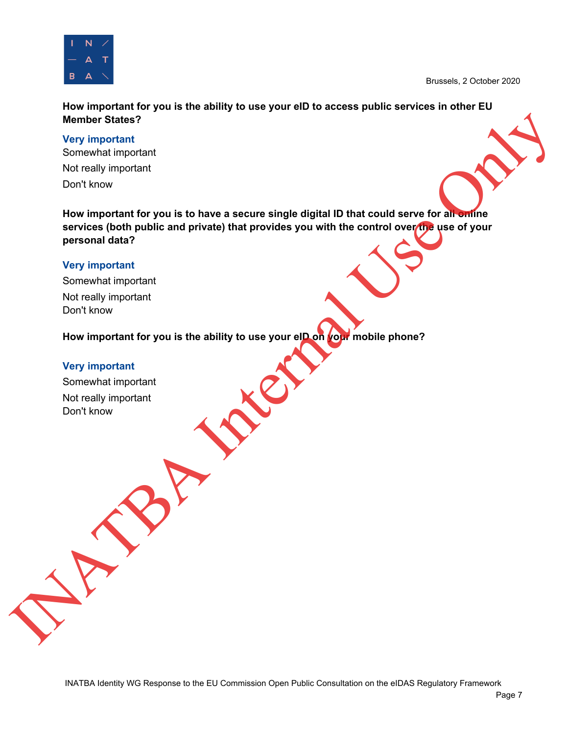Brussels, 2 October 2020

**How important for you is the ability to use your eID to access public services in other EU Member States?**

**Very important**

Somewhat important

Not really important

Don't know

**How important for you is to have a secure single digital ID that could serve for all online services (both public and private) that provides you with the control over the use of your personal data?**

**Very important**

Somewhat important

Not really important

Don't know

**How important for you is the ability to use your eID on your mobile phone?**

**Very important**

Somewhat important

Not really important

Don't know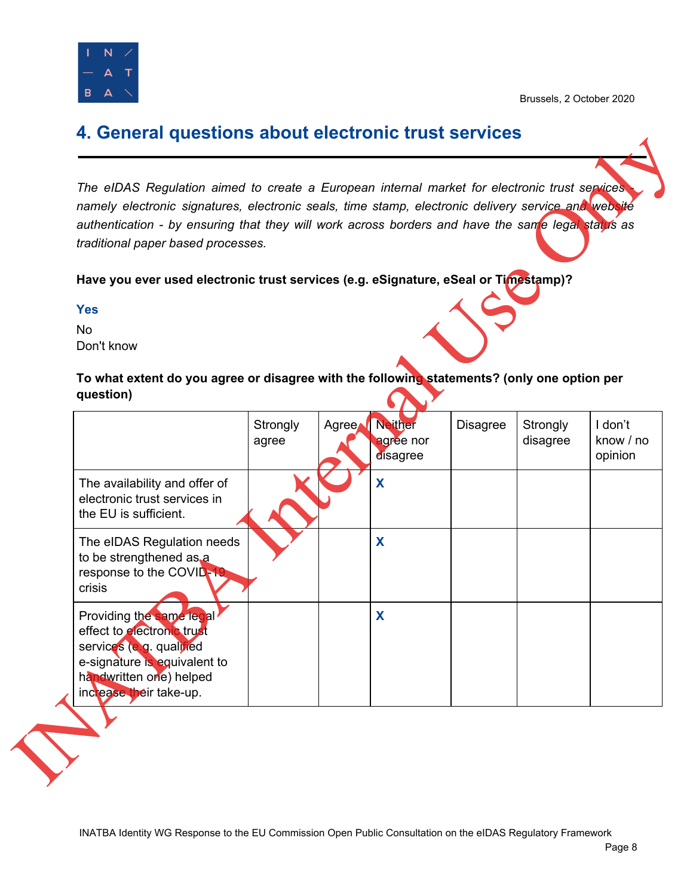Brussels, 2 October 2020

## 4. General questions about electronic trust services

*The eIDAS Regulation aimed to create a European internal market for electronic trust services - namely electronic signatures, electronic seals, time stamp, electronic delivery service and website authentication - by ensuring that they will work across borders and have the same legal status as traditional paper based processes.*

**Have you ever used electronic trust services (e.g. eSignature, eSeal or Timestamp)?**

**Yes**

No

Don't know

**To what extent do you agree or disagree with the following statements? (only one option per question)**

| | Strongly agree | Agree | Neither agree nor disagree | Disagree | Strongly disagree | I don't know / no opinion |
|---|---|---|---|---|---|---|
| The availability and offer of electronic trust services in the EU is sufficient. | | | X | | | |
| The eIDAS Regulation needs to be strengthened as a response to the COVID-19 crisis | | | X | | | |
| Providing the same legal effect to electronic trust services (e.g. qualified e-signature is equivalent to handwritten one) helped increase their take-up. | | | X | | | |

INATBA Identity WG Response to the EU Commission Open Public Consultation on the eIDAS Regulatory Framework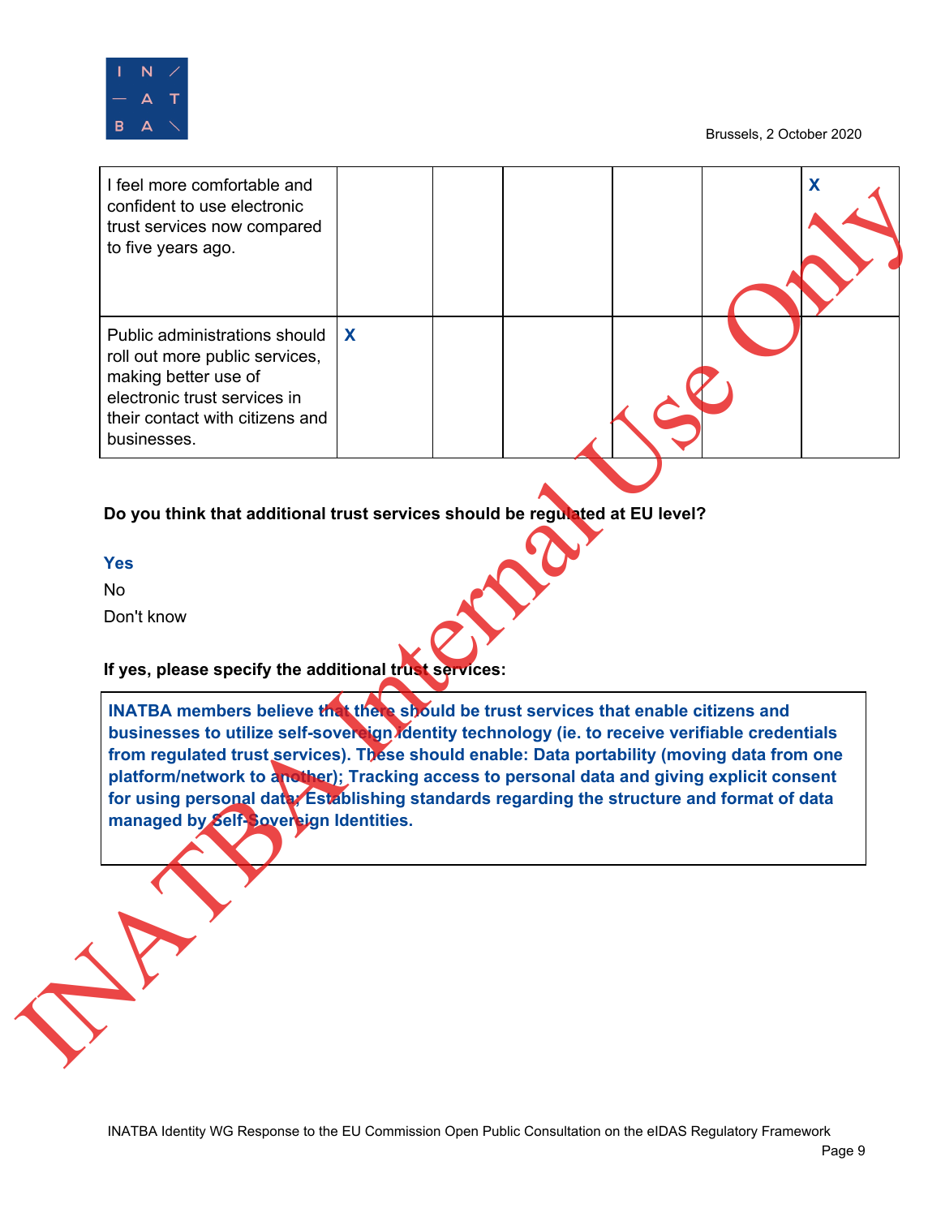| | | | | | | |
|---|---|---|---|---|---|---|
| I feel more comfortable and confident to use electronic trust services now compared to five years ago. | | | | | | X |
| Public administrations should roll out more public services, making better use of electronic trust services in their contact with citizens and businesses. | X | | | | | |

**Do you think that additional trust services should be regulated at EU level?**

**Yes**

No

Don't know

**If yes, please specify the additional trust services:**

**INATBA members believe that there should be trust services that enable citizens and businesses to utilize self-sovereign identity technology (ie. to receive verifiable credentials from regulated trust services). These should enable: Data portability (moving data from one platform/network to another); Tracking access to personal data and giving explicit consent for using personal data; Establishing standards regarding the structure and format of data managed by Self-Sovereign Identities.**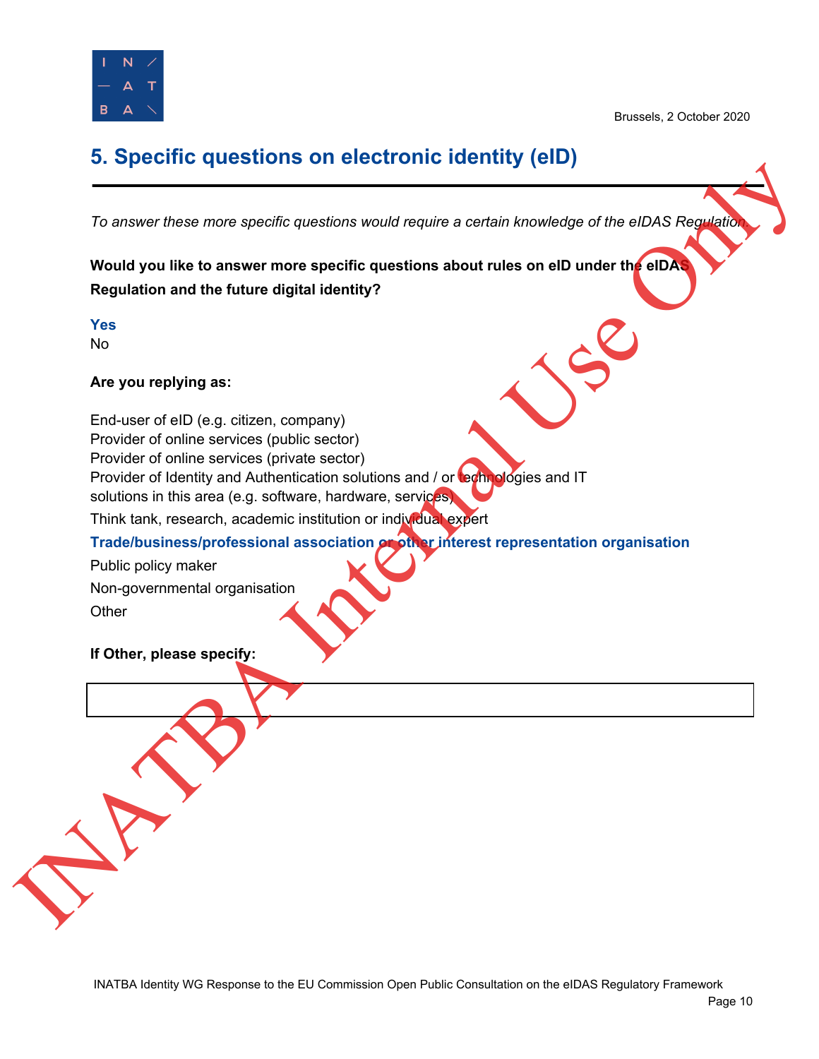## 5. Specific questions on electronic identity (eID)

*To answer these more specific questions would require a certain knowledge of the eIDAS Regulation.*

**Would you like to answer more specific questions about rules on eID under the eIDAS Regulation and the future digital identity?**

**Yes**
No

**Are you replying as:**

End-user of eID (e.g. citizen, company)
Provider of online services (public sector)
Provider of online services (private sector)
Provider of Identity and Authentication solutions and / or technologies and IT solutions in this area (e.g. software, hardware, services)
Think tank, research, academic institution or individual expert
**Trade/business/professional association or other interest representation organisation**
Public policy maker
Non-governmental organisation
Other

**If Other, please specify:**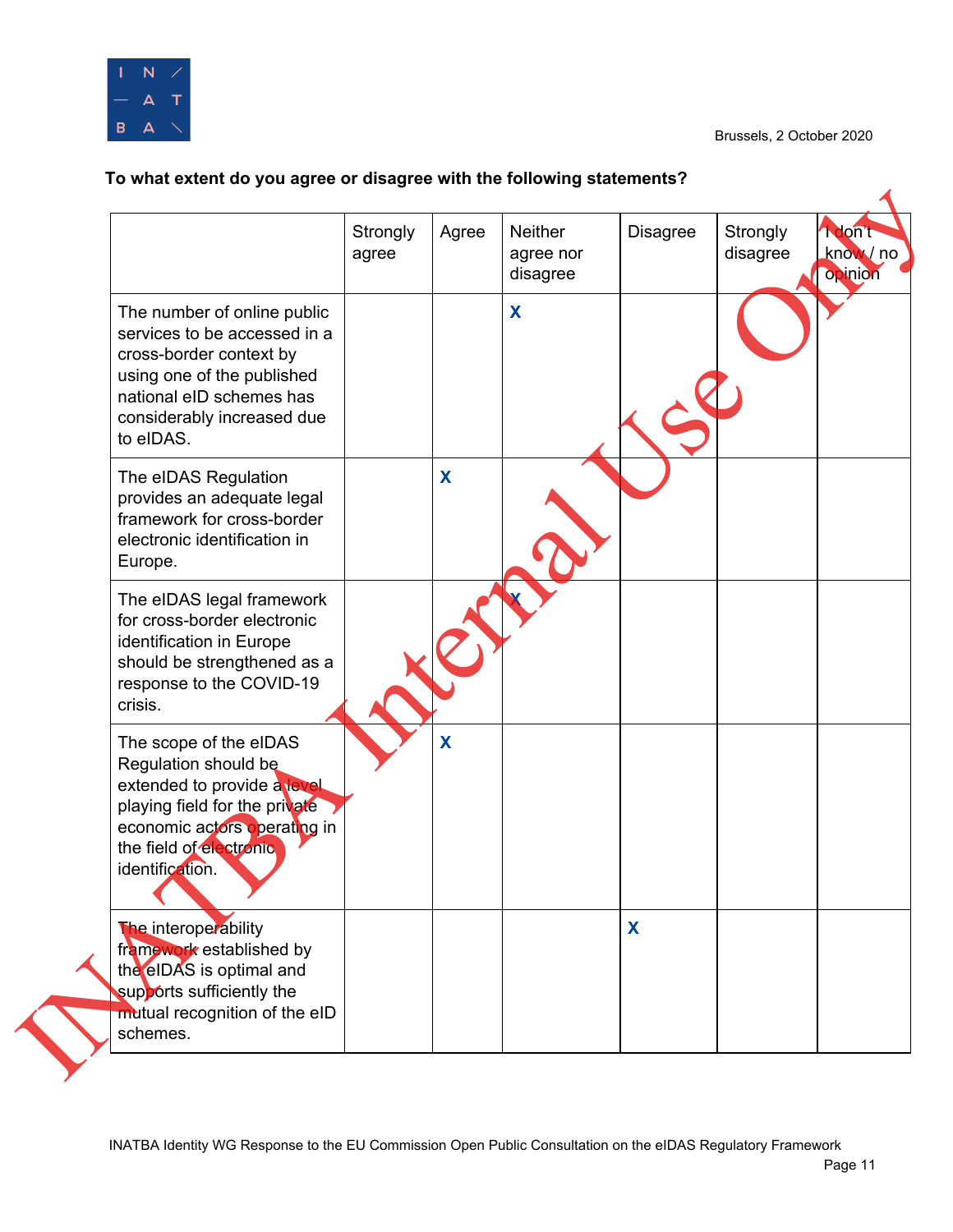Brussels, 2 October 2020

**To what extent do you agree or disagree with the following statements?**

| | Strongly agree | Agree | Neither agree nor disagree | Disagree | Strongly disagree | I don't know / no opinion |
|---|---|---|---|---|---|---|
| The number of online public services to be accessed in a cross-border context by using one of the published national eID schemes has considerably increased due to eIDAS. | | | X | | | |
| The eIDAS Regulation provides an adequate legal framework for cross-border electronic identification in Europe. | | X | | | | |
| The eIDAS legal framework for cross-border electronic identification in Europe should be strengthened as a response to the COVID-19 crisis. | | | X | | | |
| The scope of the eIDAS Regulation should be extended to provide a level playing field for the private economic actors operating in the field of electronic identification. | | X | | | | |
| The interoperability framework established by the eIDAS is optimal and supports sufficiently the mutual recognition of the eID schemes. | | | | X | | |

INATBA Internal Use Only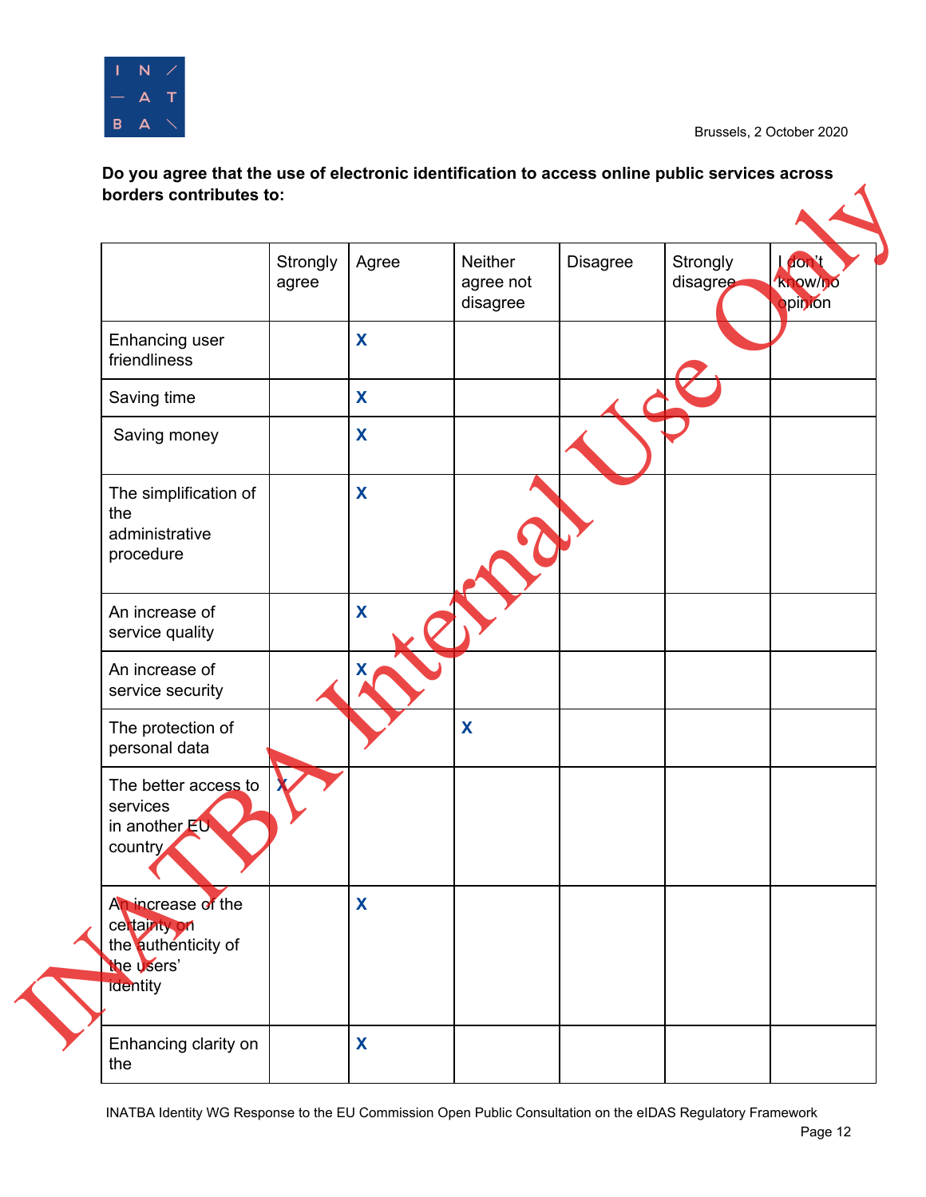Brussels, 2 October 2020

**Do you agree that the use of electronic identification to access online public services across borders contributes to:**

| | Strongly agree | Agree | Neither agree not disagree | Disagree | Strongly disagree | I don't know/no opinion |
|---|---|---|---|---|---|---|
| Enhancing user friendliness | | X | | | | |
| Saving time | | X | | | | |
| Saving money | | X | | | | |
| The simplification of the administrative procedure | | X | | | | |
| An increase of service quality | | X | | | | |
| An increase of service security | | X | | | | |
| The protection of personal data | | | X | | | |
| The better access to services in another EU country | X | | | | | |
| An increase of the certainty on the authenticity of the users' identity | | X | | | | |
| Enhancing clarity on the | | X | | | | |

INATBA Internal Use Only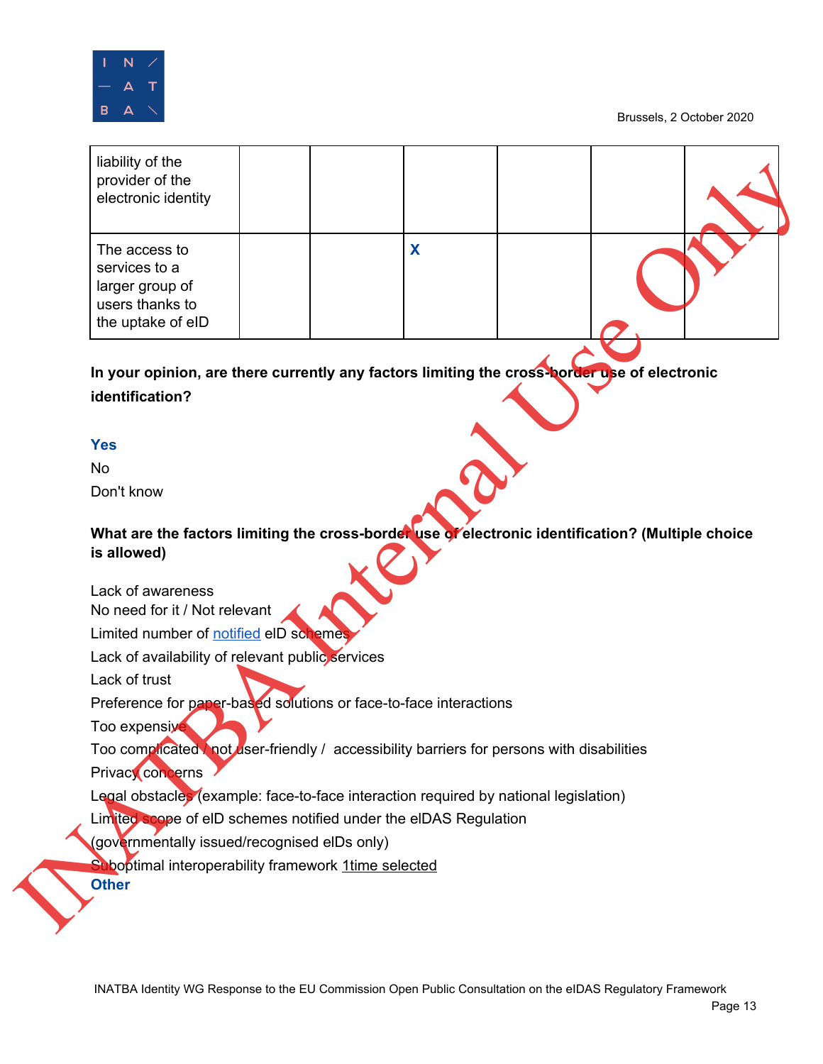| | | | | | | |
|---|---|---|---|---|---|---|
| liability of the provider of the electronic identity | | | | | | |
| The access to services to a larger group of users thanks to the uptake of eID | | | X | | | |

**In your opinion, are there currently any factors limiting the cross-border use of electronic identification?**

**Yes**
No
Don't know

**What are the factors limiting the cross-border use of electronic identification? (Multiple choice is allowed)**

Lack of awareness
No need for it / Not relevant
Limited number of notified eID schemes
Lack of availability of relevant public services
Lack of trust
Preference for paper-based solutions or face-to-face interactions
Too expensive
Too complicated / not user-friendly / accessibility barriers for persons with disabilities
Privacy concerns
Legal obstacles (example: face-to-face interaction required by national legislation)
Limited scope of eID schemes notified under the eIDAS Regulation (governmentally issued/recognised eIDs only)
Suboptimal interoperability framework 1time selected
**Other**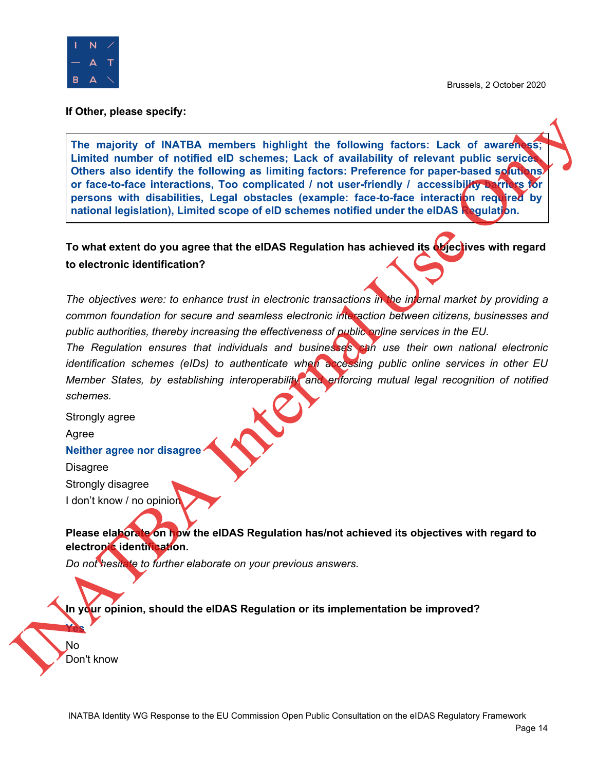Brussels, 2 October 2020

**If Other, please specify:**

> **The majority of INATBA members highlight the following factors: Lack of awareness; Limited number of notified eID schemes; Lack of availability of relevant public services. Others also identify the following as limiting factors: Preference for paper-based solutions or face-to-face interactions, Too complicated / not user-friendly / accessibility barriers for persons with disabilities, Legal obstacles (example: face-to-face interaction required by national legislation), Limited scope of eID schemes notified under the eIDAS Regulation.**

**To what extent do you agree that the eIDAS Regulation has achieved its objectives with regard to electronic identification?**

*The objectives were: to enhance trust in electronic transactions in the internal market by providing a common foundation for secure and seamless electronic interaction between citizens, businesses and public authorities, thereby increasing the effectiveness of public online services in the EU.*
*The Regulation ensures that individuals and businesses can use their own national electronic identification schemes (eIDs) to authenticate when accessing public online services in other EU Member States, by establishing interoperability and enforcing mutual legal recognition of notified schemes.*

Strongly agree
Agree
**Neither agree nor disagree**
Disagree
Strongly disagree
I don't know / no opinion

**Please elaborate on how the eIDAS Regulation has/not achieved its objectives with regard to electronic identification.**
*Do not hesitate to further elaborate on your previous answers.*

**In your opinion, should the eIDAS Regulation or its implementation be improved?**

**Yes**
No
Don't know

INATBA Identity WG Response to the EU Commission Open Public Consultation on the eIDAS Regulatory Framework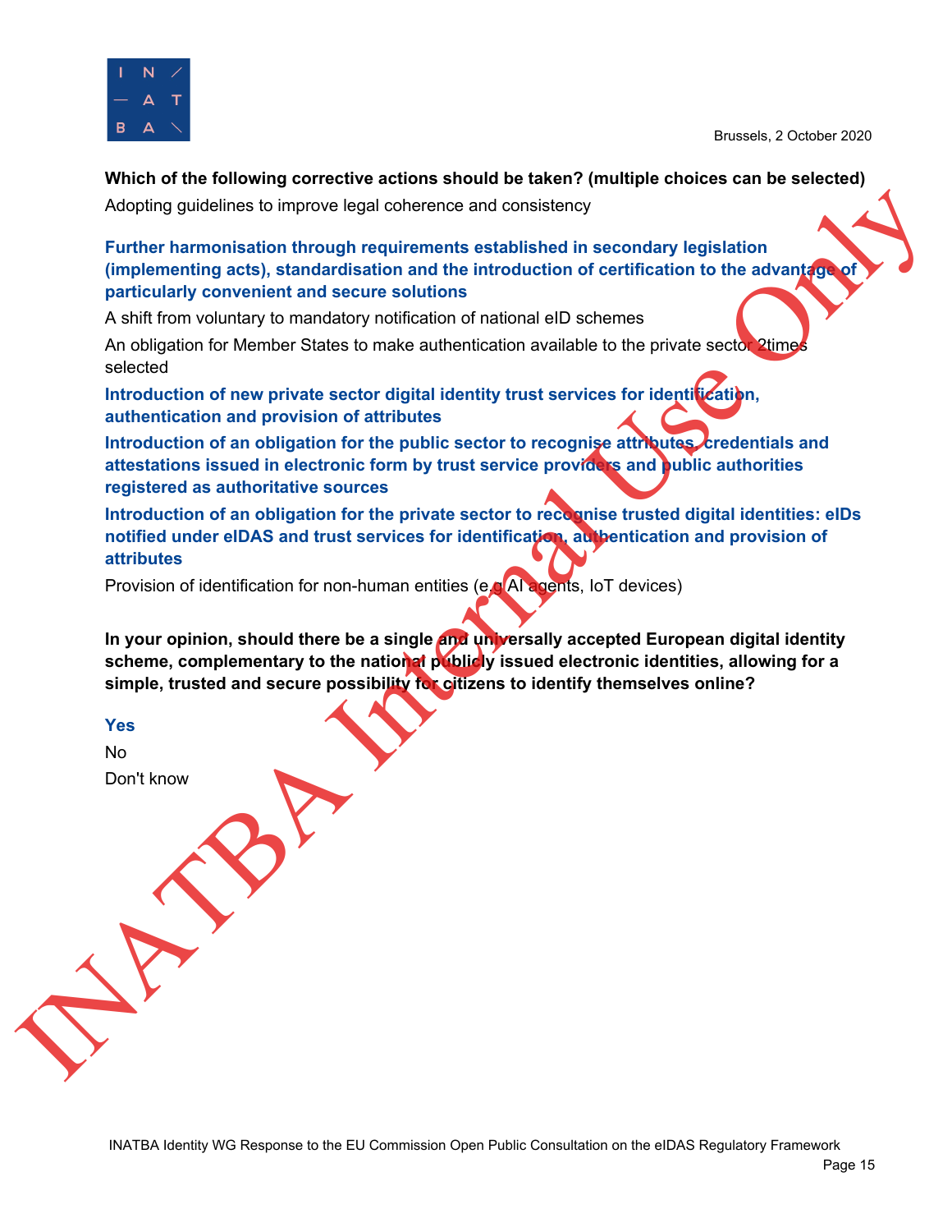Brussels, 2 October 2020

**Which of the following corrective actions should be taken? (multiple choices can be selected)**

Adopting guidelines to improve legal coherence and consistency

**Further harmonisation through requirements established in secondary legislation (implementing acts), standardisation and the introduction of certification to the advantage of particularly convenient and secure solutions**

A shift from voluntary to mandatory notification of national eID schemes

An obligation for Member States to make authentication available to the private sector 2times selected

**Introduction of new private sector digital identity trust services for identification, authentication and provision of attributes**

**Introduction of an obligation for the public sector to recognise attributes, credentials and attestations issued in electronic form by trust service providers and public authorities registered as authoritative sources**

**Introduction of an obligation for the private sector to recognise trusted digital identities: eIDs notified under eIDAS and trust services for identification, authentication and provision of attributes**

Provision of identification for non-human entities (e.g AI agents, IoT devices)

**In your opinion, should there be a single and universally accepted European digital identity scheme, complementary to the national publicly issued electronic identities, allowing for a simple, trusted and secure possibility for citizens to identify themselves online?**

**Yes**

No

Don't know

INATBA Identity WG Response to the EU Commission Open Public Consultation on the eIDAS Regulatory Framework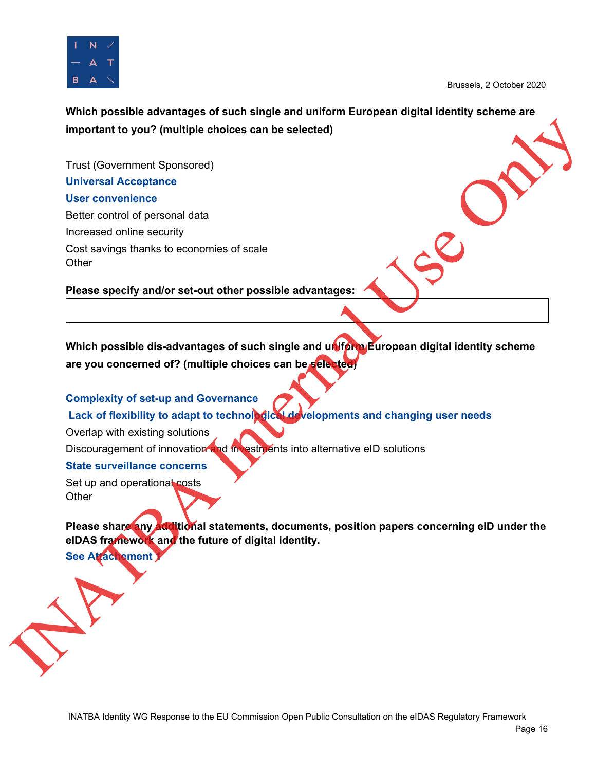Brussels, 2 October 2020

**Which possible advantages of such single and uniform European digital identity scheme are important to you? (multiple choices can be selected)**

Trust (Government Sponsored)

**Universal Acceptance**

**User convenience**

Better control of personal data

Increased online security

Cost savings thanks to economies of scale

Other

**Please specify and/or set-out other possible advantages:**

**Which possible dis-advantages of such single and uniform European digital identity scheme are you concerned of? (multiple choices can be selected)**

**Complexity of set-up and Governance**

**Lack of flexibility to adapt to technological developments and changing user needs**

Overlap with existing solutions

Discouragement of innovation and investments into alternative eID solutions

**State surveillance concerns**

Set up and operational costs

Other

**Please share any additional statements, documents, position papers concerning eID under the eIDAS framework and the future of digital identity.**

**See Attachement 1**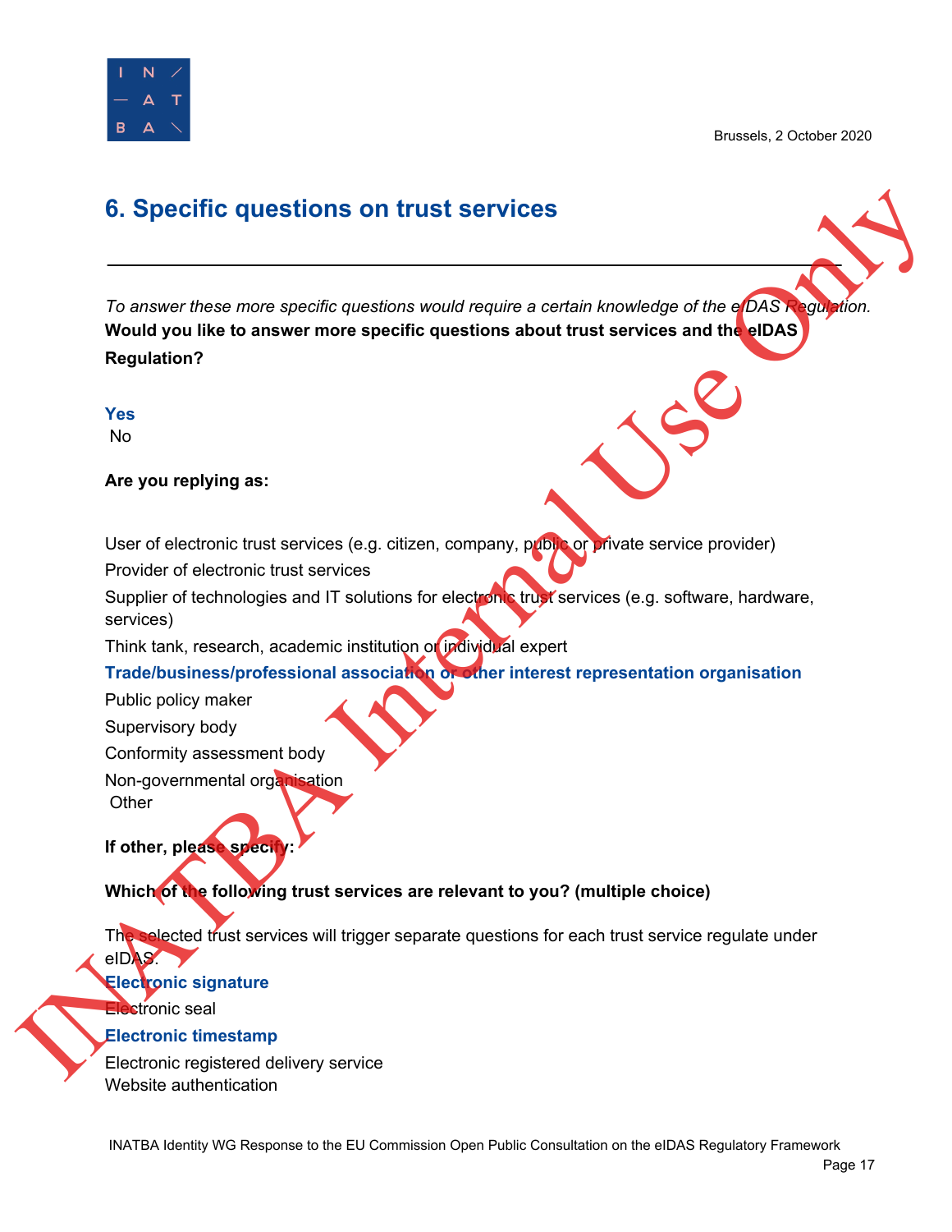## 6. Specific questions on trust services

---

*To answer these more specific questions would require a certain knowledge of the eIDAS Regulation.*

**Would you like to answer more specific questions about trust services and the eIDAS Regulation?**

**Yes**
No

**Are you replying as:**

User of electronic trust services (e.g. citizen, company, public or private service provider)
Provider of electronic trust services
Supplier of technologies and IT solutions for electronic trust services (e.g. software, hardware, services)
Think tank, research, academic institution or individual expert
**Trade/business/professional association or other interest representation organisation**
Public policy maker
Supervisory body
Conformity assessment body
Non-governmental organisation
Other

**If other, please specify:**

**Which of the following trust services are relevant to you? (multiple choice)**

The selected trust services will trigger separate questions for each trust service regulate under eIDAS.

**Electronic signature**
Electronic seal
**Electronic timestamp**
Electronic registered delivery service
Website authentication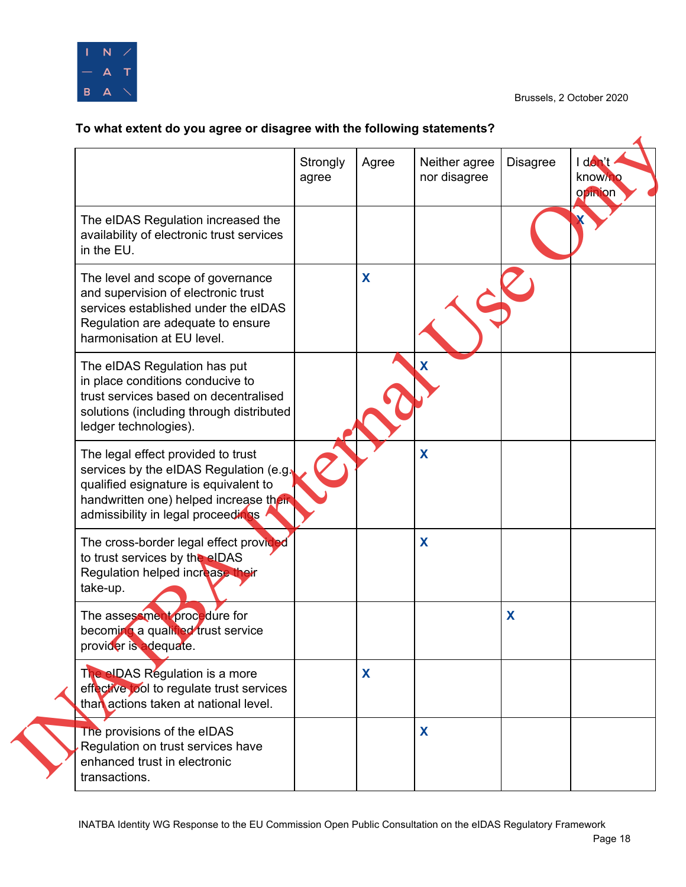Brussels, 2 October 2020

**To what extent do you agree or disagree with the following statements?**

| | Strongly agree | Agree | Neither agree nor disagree | Disagree | I don't know/no opinion |
|---|---|---|---|---|---|
| The eIDAS Regulation increased the availability of electronic trust services in the EU. | | | | | X |
| The level and scope of governance and supervision of electronic trust services established under the eIDAS Regulation are adequate to ensure harmonisation at EU level. | | X | | | |
| The eIDAS Regulation has put in place conditions conducive to trust services based on decentralised solutions (including through distributed ledger technologies). | | | X | | |
| The legal effect provided to trust services by the eIDAS Regulation (e.g. qualified esignature is equivalent to handwritten one) helped increase their admissibility in legal proceedings | | | X | | |
| The cross-border legal effect provided to trust services by the eIDAS Regulation helped increase their take-up. | | | X | | |
| The assessment procedure for becoming a qualified trust service provider is adequate. | | | | X | |
| The eIDAS Regulation is a more effective tool to regulate trust services than actions taken at national level. | | X | | | |
| The provisions of the eIDAS Regulation on trust services have enhanced trust in electronic transactions. | | | X | | |

INATBA Identity WG Response to the EU Commission Open Public Consultation on the eIDAS Regulatory Framework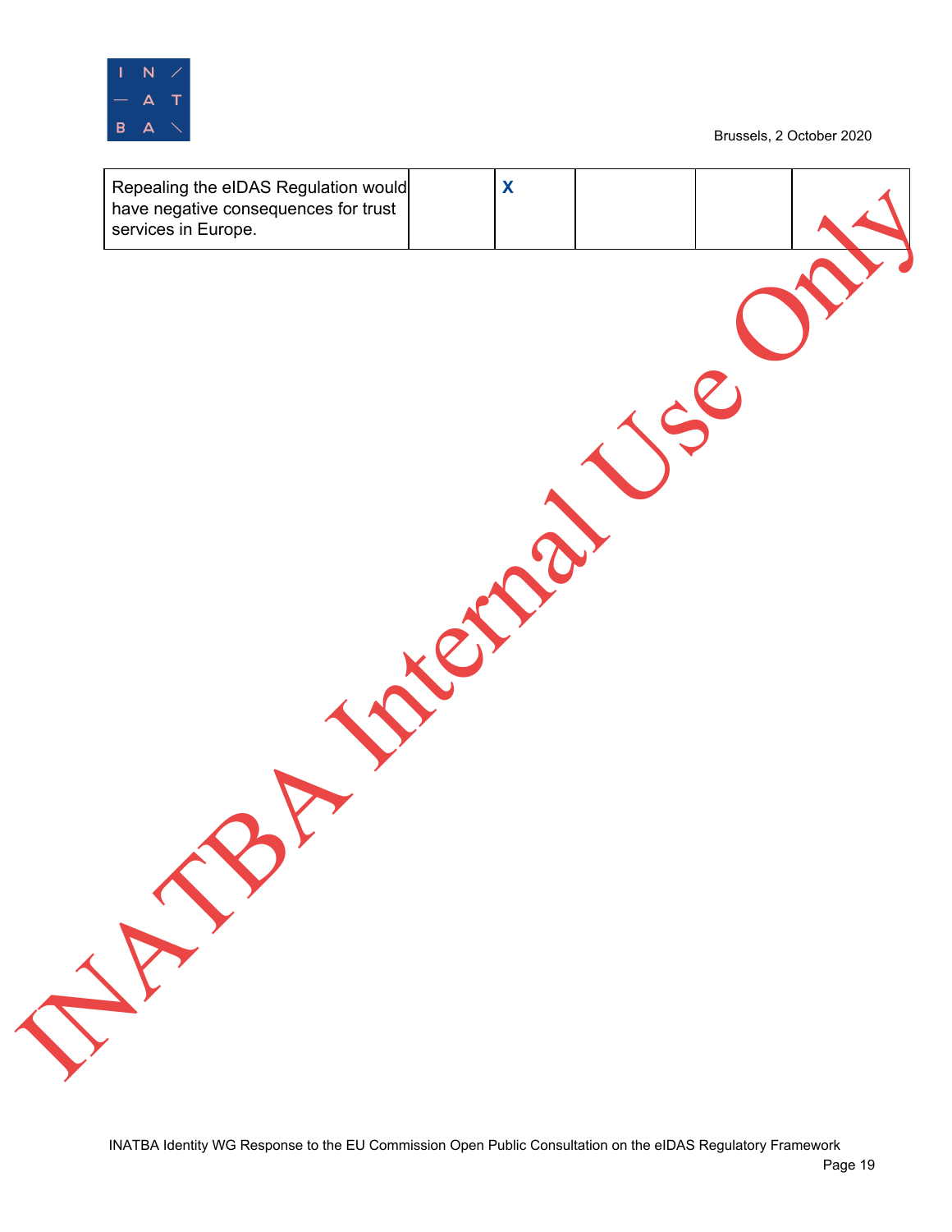| Repealing the eIDAS Regulation would have negative consequences for trust services in Europe. | | X | | | |
|---|---|---|---|---|---|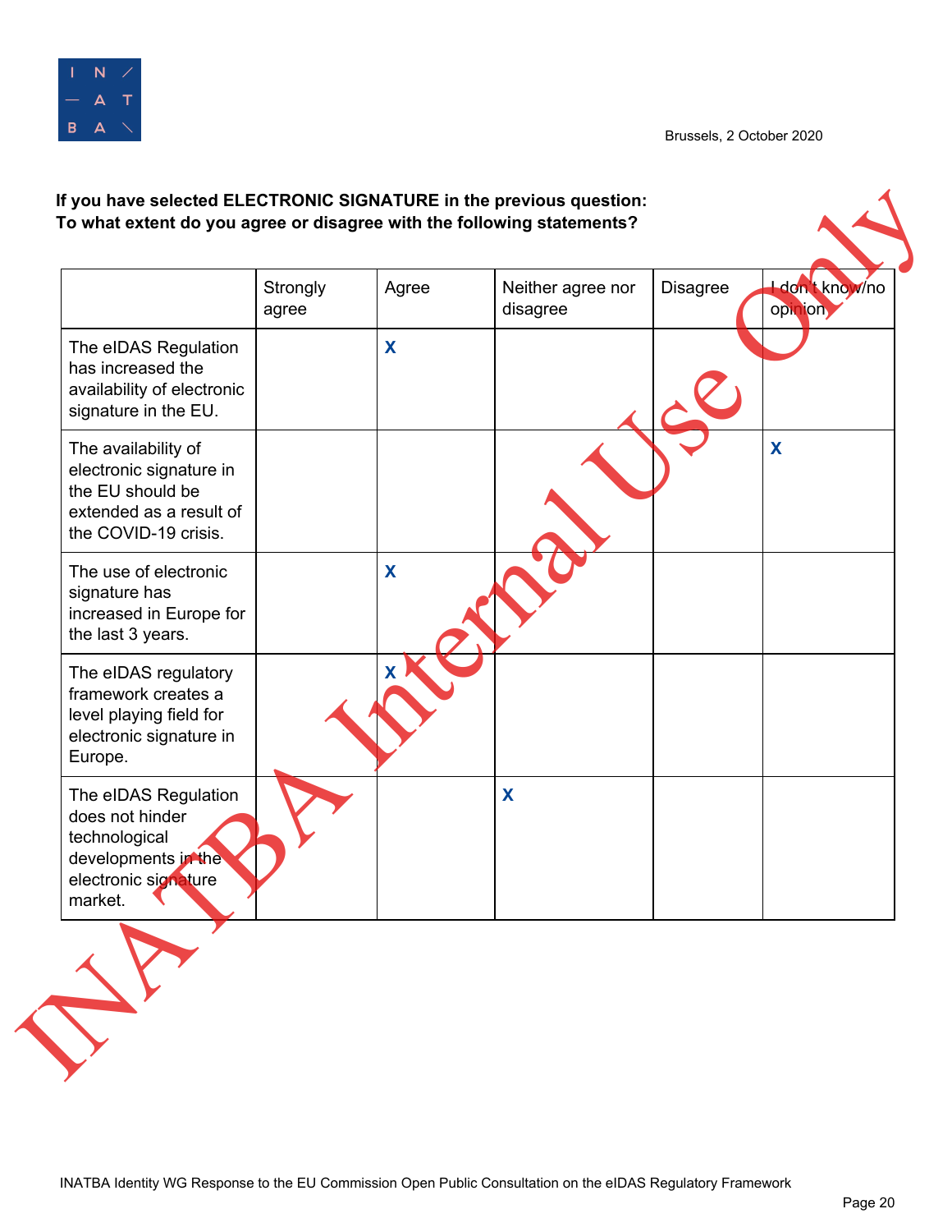**If you have selected ELECTRONIC SIGNATURE in the previous question:**
**To what extent do you agree or disagree with the following statements?**

| | Strongly agree | Agree | Neither agree nor disagree | Disagree | I don't know/no opinion |
|---|---|---|---|---|---|
| The eIDAS Regulation has increased the availability of electronic signature in the EU. | | X | | | |
| The availability of electronic signature in the EU should be extended as a result of the COVID-19 crisis. | | | | | X |
| The use of electronic signature has increased in Europe for the last 3 years. | | X | | | |
| The eIDAS regulatory framework creates a level playing field for electronic signature in Europe. | | X | | | |
| The eIDAS Regulation does not hinder technological developments in the electronic signature market. | | | X | | |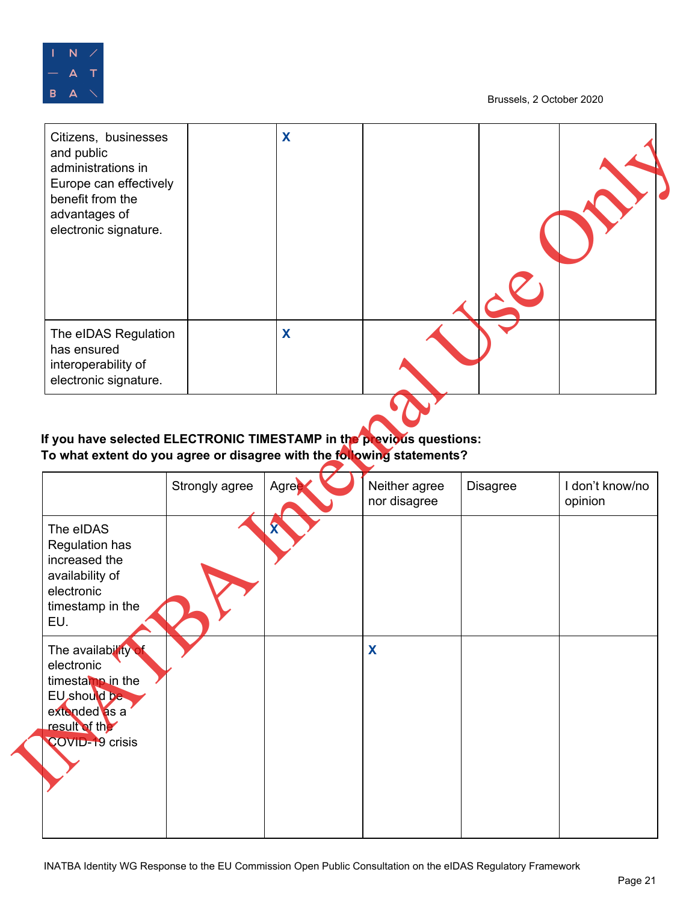| | | | | | |
|---|---|---|---|---|---|
| Citizens, businesses and public administrations in Europe can effectively benefit from the advantages of electronic signature. | | X | | | |
| The eIDAS Regulation has ensured interoperability of electronic signature. | | X | | | |

**If you have selected ELECTRONIC TIMESTAMP in the previous questions:**
**To what extent do you agree or disagree with the following statements?**

| | Strongly agree | Agree | Neither agree nor disagree | Disagree | I don't know/no opinion |
|---|---|---|---|---|---|
| The eIDAS Regulation has increased the availability of electronic timestamp in the EU. | | X | | | |
| The availability of electronic timestamp in the EU should be extended as a result of the COVID-19 crisis | | | X | | |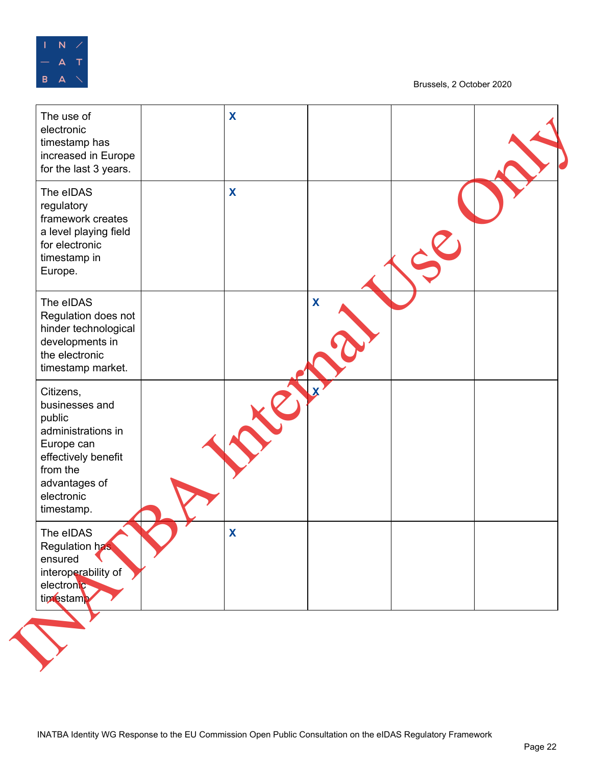| | | | | | |
|---|---|---|---|---|---|
| The use of electronic timestamp has increased in Europe for the last 3 years. | | X | | | |
| The eIDAS regulatory framework creates a level playing field for electronic timestamp in Europe. | | X | | | |
| The eIDAS Regulation does not hinder technological developments in the electronic timestamp market. | | | X | | |
| Citizens, businesses and public administrations in Europe can effectively benefit from the advantages of electronic timestamp. | | | X | | |
| The eIDAS Regulation has ensured interoperability of electronic timestamp | | X | | | |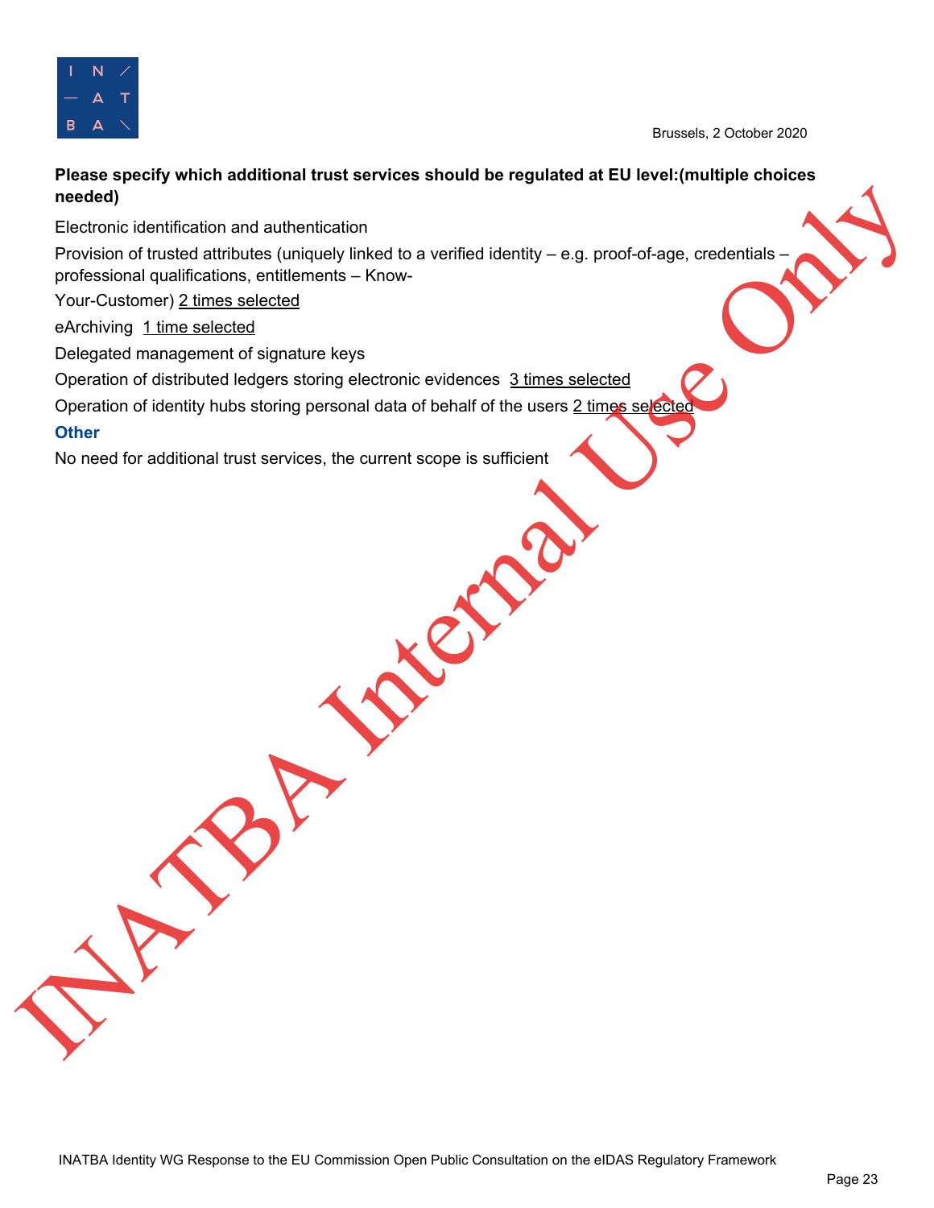**Please specify which additional trust services should be regulated at EU level:(multiple choices needed)**

Electronic identification and authentication

Provision of trusted attributes (uniquely linked to a verified identity – e.g. proof-of-age, credentials – professional qualifications, entitlements – Know-Your-Customer) 2 times selected

eArchiving 1 time selected

Delegated management of signature keys

Operation of distributed ledgers storing electronic evidences 3 times selected

Operation of identity hubs storing personal data of behalf of the users 2 times selected

**Other**

No need for additional trust services, the current scope is sufficient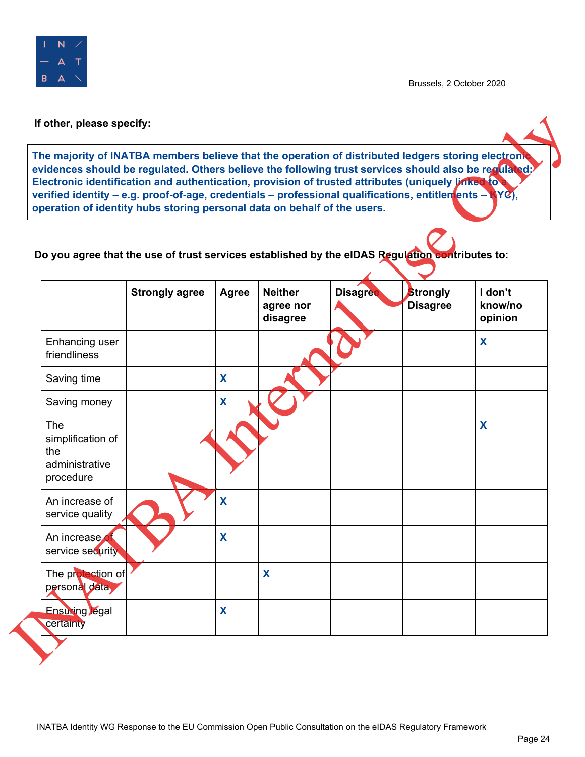**If other, please specify:**

**The majority of INATBA members believe that the operation of distributed ledgers storing electronic evidences should be regulated. Others believe the following trust services should also be regulated: Electronic identification and authentication, provision of trusted attributes (uniquely linked to a verified identity – e.g. proof-of-age, credentials – professional qualifications, entitlements – KYC), operation of identity hubs storing personal data on behalf of the users.**

**Do you agree that the use of trust services established by the eIDAS Regulation contributes to:**

| | Strongly agree | Agree | Neither agree nor disagree | Disagree | Strongly Disagree | I don't know/no opinion |
|---|---|---|---|---|---|---|
| Enhancing user friendliness | | | | | | X |
| Saving time | | X | | | | |
| Saving money | | X | | | | |
| The simplification of the administrative procedure | | | | | | X |
| An increase of service quality | | X | | | | |
| An increase of service security | | X | | | | |
| The protection of personal data | | | X | | | |
| Ensuring legal certainty | | X | | | | |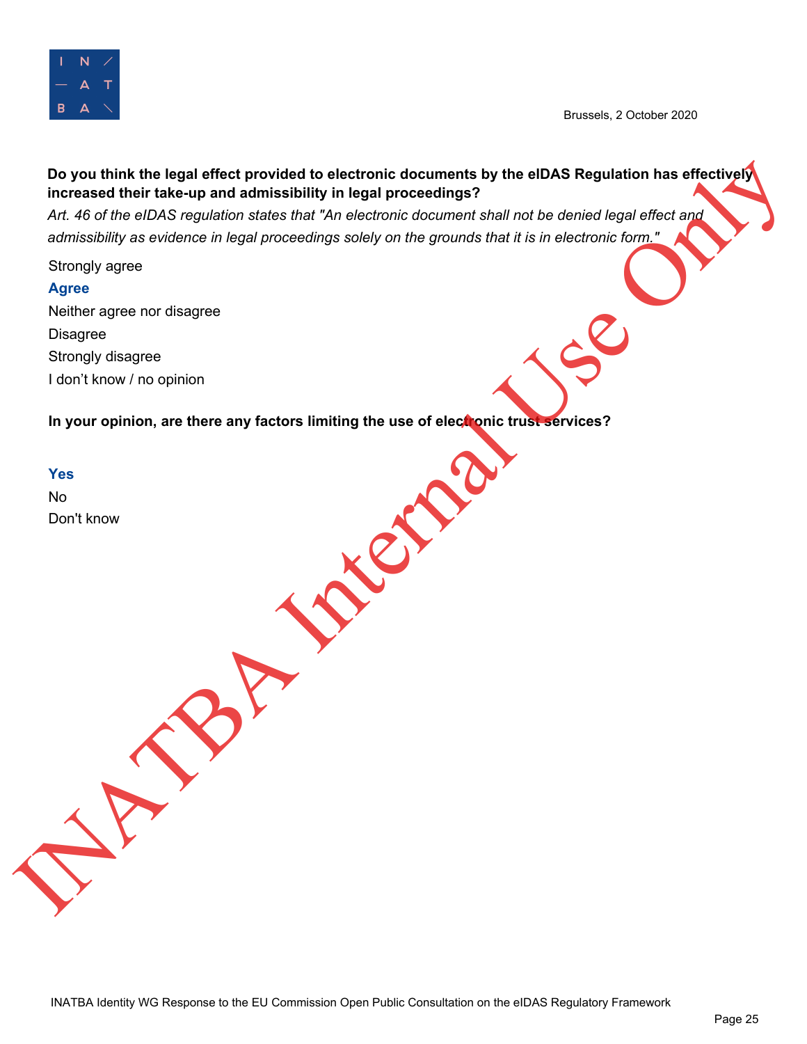**Do you think the legal effect provided to electronic documents by the eIDAS Regulation has effectively increased their take-up and admissibility in legal proceedings?**

*Art. 46 of the eIDAS regulation states that "An electronic document shall not be denied legal effect and admissibility as evidence in legal proceedings solely on the grounds that it is in electronic form."*

Strongly agree

**Agree**

Neither agree nor disagree

Disagree

Strongly disagree

I don't know / no opinion

**In your opinion, are there any factors limiting the use of electronic trust services?**

**Yes**

No

Don't know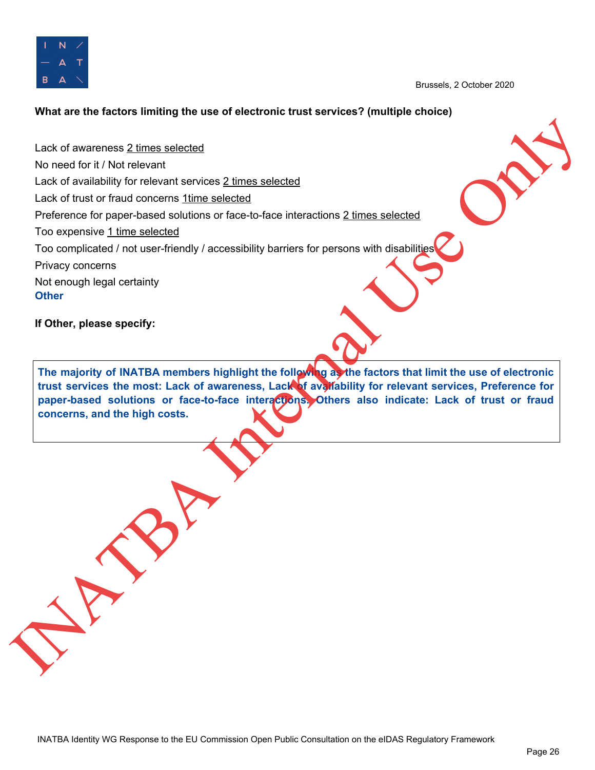**What are the factors limiting the use of electronic trust services? (multiple choice)**

Lack of awareness 2 times selected
No need for it / Not relevant
Lack of availability for relevant services 2 times selected
Lack of trust or fraud concerns 1time selected
Preference for paper-based solutions or face-to-face interactions 2 times selected
Too expensive 1 time selected
Too complicated / not user-friendly / accessibility barriers for persons with disabilities
Privacy concerns
Not enough legal certainty
**Other**

**If Other, please specify:**

**The majority of INATBA members highlight the following as the factors that limit the use of electronic trust services the most: Lack of awareness, Lack of availability for relevant services, Preference for paper-based solutions or face-to-face interactions. Others also indicate: Lack of trust or fraud concerns, and the high costs.**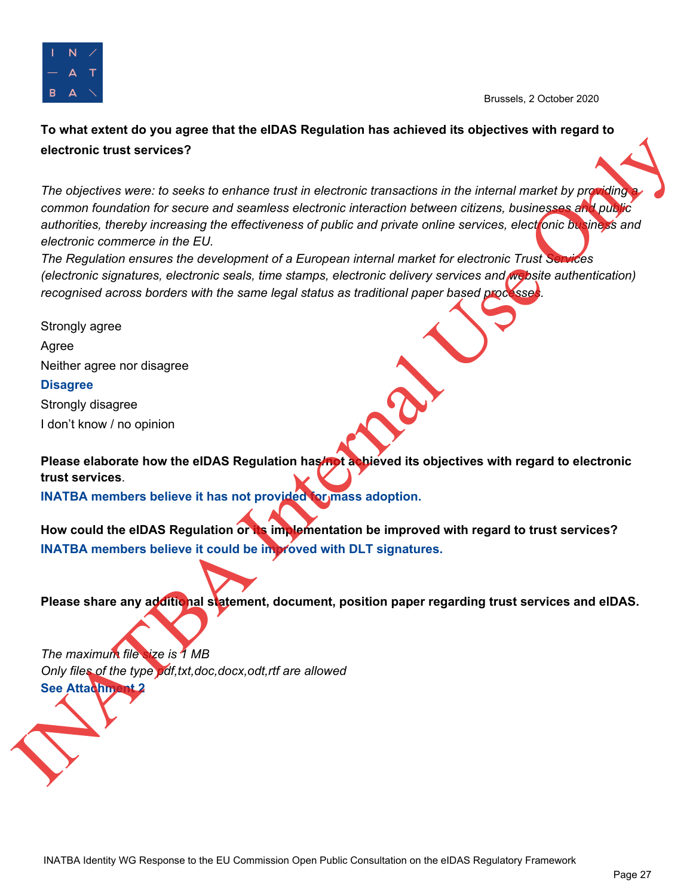Brussels, 2 October 2020

**To what extent do you agree that the eIDAS Regulation has achieved its objectives with regard to electronic trust services?**

*The objectives were: to seeks to enhance trust in electronic transactions in the internal market by providing a common foundation for secure and seamless electronic interaction between citizens, businesses and public authorities, thereby increasing the effectiveness of public and private online services, electronic business and electronic commerce in the EU.*
*The Regulation ensures the development of a European internal market for electronic Trust Services (electronic signatures, electronic seals, time stamps, electronic delivery services and website authentication) recognised across borders with the same legal status as traditional paper based processes.*

Strongly agree
Agree
Neither agree nor disagree
**Disagree**
Strongly disagree
I don't know / no opinion

**Please elaborate how the eIDAS Regulation has/not achieved its objectives with regard to electronic trust services**.
**INATBA members believe it has not provided for mass adoption.**

**How could the eIDAS Regulation or its implementation be improved with regard to trust services?**
**INATBA members believe it could be improved with DLT signatures.**

**Please share any additional statement, document, position paper regarding trust services and eIDAS.**

*The maximum file size is 1 MB*
*Only files of the type pdf,txt,doc,docx,odt,rtf are allowed*
**See Attachment 2**

INATBA Internal Use Only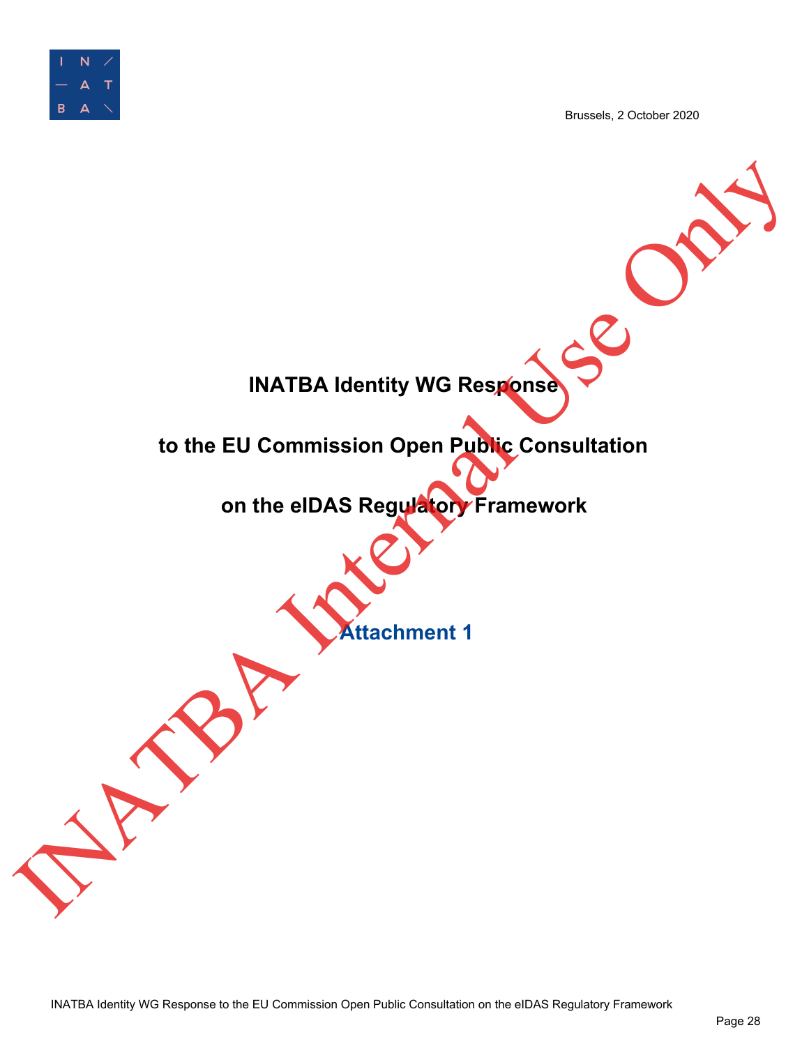Brussels, 2 October 2020

# INATBA Identity WG Response

# to the EU Commission Open Public Consultation

# on the eIDAS Regulatory Framework

## Attachment 1

INATBA Internal Use Only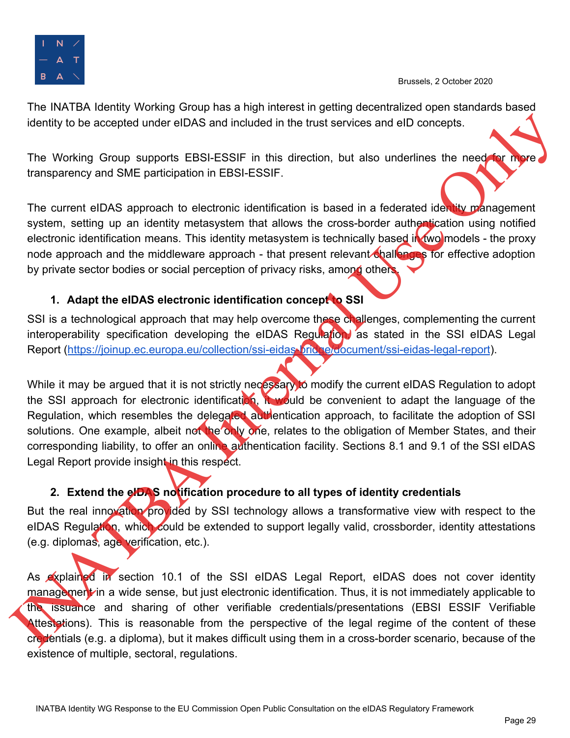Brussels, 2 October 2020

The INATBA Identity Working Group has a high interest in getting decentralized open standards based identity to be accepted under eIDAS and included in the trust services and eID concepts.

The Working Group supports EBSI-ESSIF in this direction, but also underlines the need for more transparency and SME participation in EBSI-ESSIF.

The current eIDAS approach to electronic identification is based in a federated identity management system, setting up an identity metasystem that allows the cross-border authentication using notified electronic identification means. This identity metasystem is technically based in two models - the proxy node approach and the middleware approach - that present relevant challenges for effective adoption by private sector bodies or social perception of privacy risks, among others.

1. **Adapt the eIDAS electronic identification concept to SSI**

SSI is a technological approach that may help overcome these challenges, complementing the current interoperability specification developing the eIDAS Regulation, as stated in the SSI eIDAS Legal Report (https://joinup.ec.europa.eu/collection/ssi-eidas-bridge/document/ssi-eidas-legal-report).

While it may be argued that it is not strictly necessary to modify the current eIDAS Regulation to adopt the SSI approach for electronic identification, it would be convenient to adapt the language of the Regulation, which resembles the delegated authentication approach, to facilitate the adoption of SSI solutions. One example, albeit not the only one, relates to the obligation of Member States, and their corresponding liability, to offer an online authentication facility. Sections 8.1 and 9.1 of the SSI eIDAS Legal Report provide insight in this respect.

2. **Extend the eIDAS notification procedure to all types of identity credentials**

But the real innovation provided by SSI technology allows a transformative view with respect to the eIDAS Regulation, which could be extended to support legally valid, crossborder, identity attestations (e.g. diplomas, age verification, etc.).

As explained in section 10.1 of the SSI eIDAS Legal Report, eIDAS does not cover identity management in a wide sense, but just electronic identification. Thus, it is not immediately applicable to the issuance and sharing of other verifiable credentials/presentations (EBSI ESSIF Verifiable Attestations). This is reasonable from the perspective of the legal regime of the content of these credentials (e.g. a diploma), but it makes difficult using them in a cross-border scenario, because of the existence of multiple, sectoral, regulations.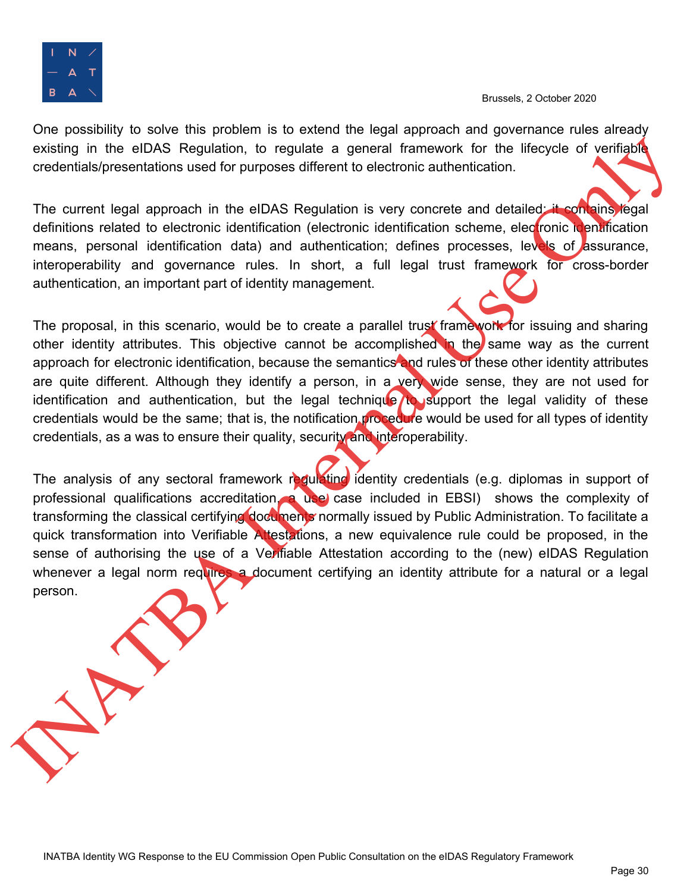One possibility to solve this problem is to extend the legal approach and governance rules already existing in the eIDAS Regulation, to regulate a general framework for the lifecycle of verifiable credentials/presentations used for purposes different to electronic authentication.

The current legal approach in the eIDAS Regulation is very concrete and detailed: it contains legal definitions related to electronic identification (electronic identification scheme, electronic identification means, personal identification data) and authentication; defines processes, levels of assurance, interoperability and governance rules. In short, a full legal trust framework for cross-border authentication, an important part of identity management.

The proposal, in this scenario, would be to create a parallel trust framework for issuing and sharing other identity attributes. This objective cannot be accomplished in the same way as the current approach for electronic identification, because the semantics and rules of these other identity attributes are quite different. Although they identify a person, in a very wide sense, they are not used for identification and authentication, but the legal technique to support the legal validity of these credentials would be the same; that is, the notification procedure would be used for all types of identity credentials, as a was to ensure their quality, security and interoperability.

The analysis of any sectoral framework regulating identity credentials (e.g. diplomas in support of professional qualifications accreditation, a use case included in EBSI) shows the complexity of transforming the classical certifying documents normally issued by Public Administration. To facilitate a quick transformation into Verifiable Attestations, a new equivalence rule could be proposed, in the sense of authorising the use of a Verifiable Attestation according to the (new) eIDAS Regulation whenever a legal norm requires a document certifying an identity attribute for a natural or a legal person.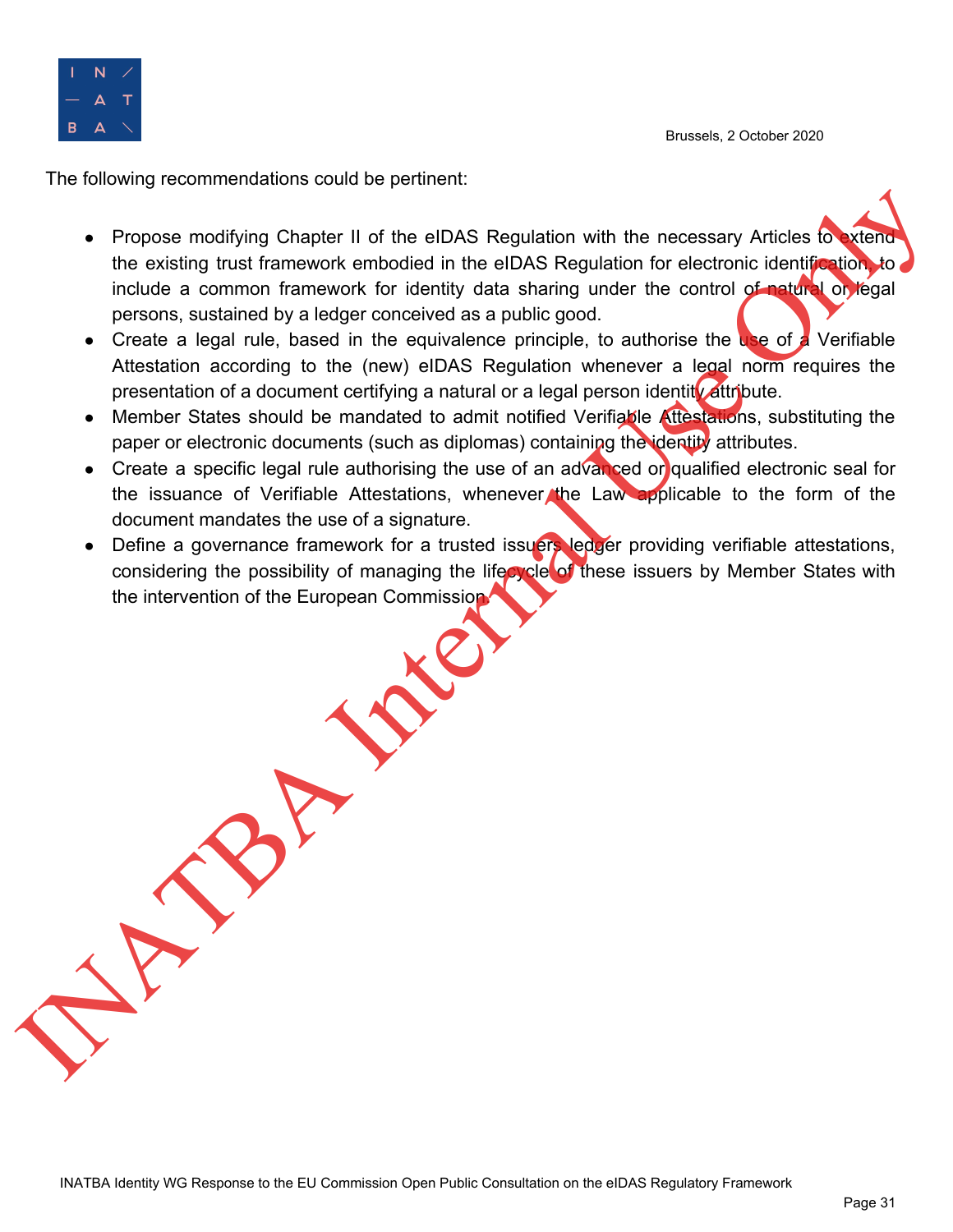The following recommendations could be pertinent:

- Propose modifying Chapter II of the eIDAS Regulation with the necessary Articles to extend the existing trust framework embodied in the eIDAS Regulation for electronic identification, to include a common framework for identity data sharing under the control of natural or legal persons, sustained by a ledger conceived as a public good.
- Create a legal rule, based in the equivalence principle, to authorise the use of a Verifiable Attestation according to the (new) eIDAS Regulation whenever a legal norm requires the presentation of a document certifying a natural or a legal person identity attribute.
- Member States should be mandated to admit notified Verifiable Attestations, substituting the paper or electronic documents (such as diplomas) containing the identity attributes.
- Create a specific legal rule authorising the use of an advanced or qualified electronic seal for the issuance of Verifiable Attestations, whenever the Law applicable to the form of the document mandates the use of a signature.
- Define a governance framework for a trusted issuers ledger providing verifiable attestations, considering the possibility of managing the lifecycle of these issuers by Member States with the intervention of the European Commission.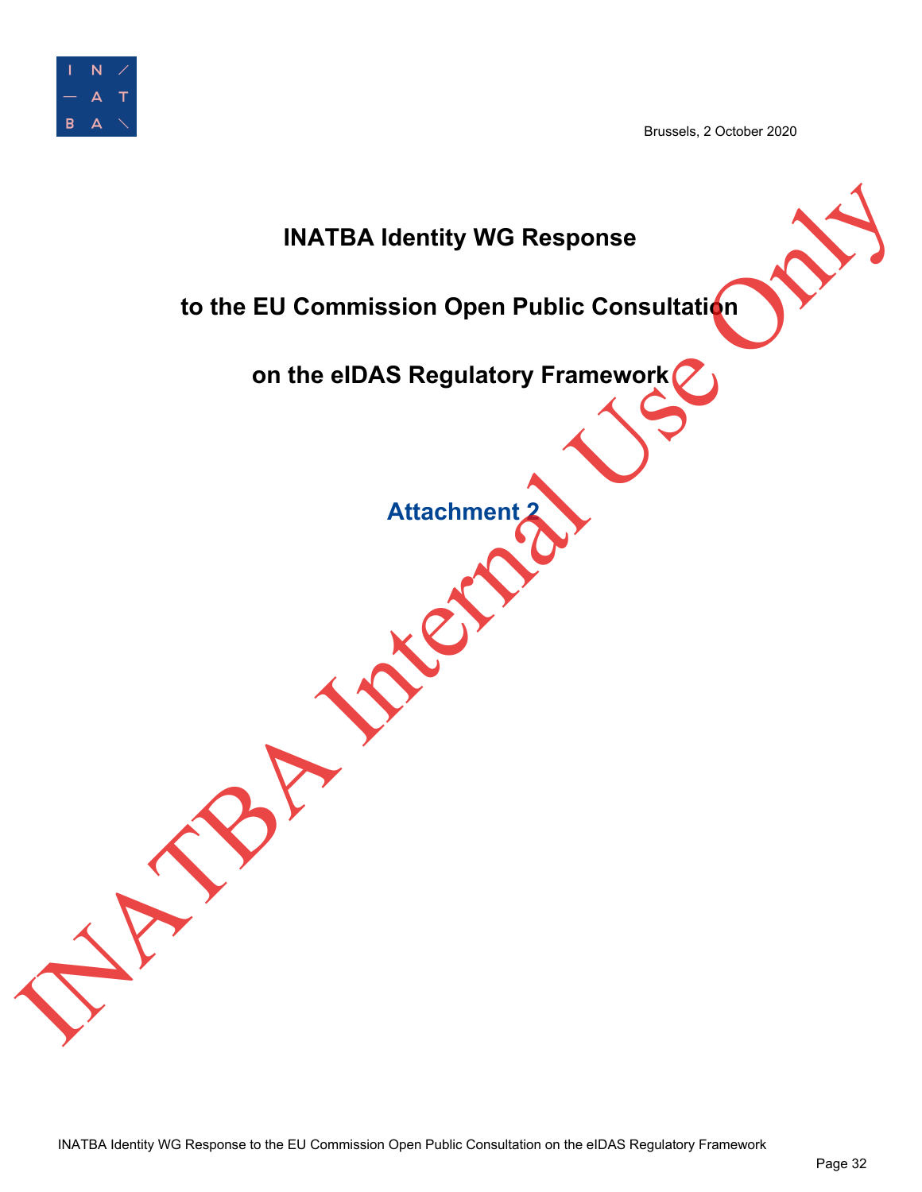Brussels, 2 October 2020

# INATBA Identity WG Response

# to the EU Commission Open Public Consultation

# on the eIDAS Regulatory Framework

## Attachment 2

INATBA Internal Use Only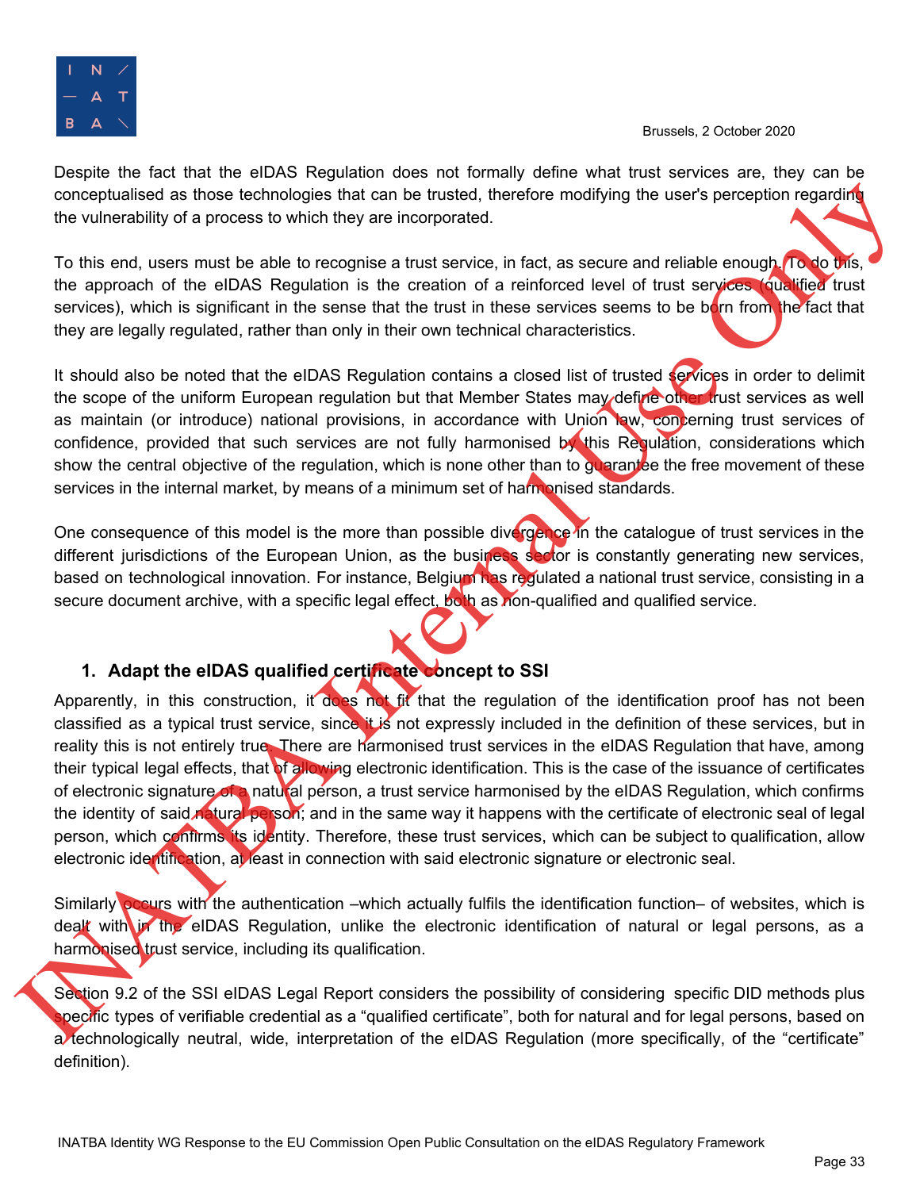Despite the fact that the eIDAS Regulation does not formally define what trust services are, they can be conceptualised as those technologies that can be trusted, therefore modifying the user's perception regarding the vulnerability of a process to which they are incorporated.

To this end, users must be able to recognise a trust service, in fact, as secure and reliable enough. To do this, the approach of the eIDAS Regulation is the creation of a reinforced level of trust services (qualified trust services), which is significant in the sense that the trust in these services seems to be born from the fact that they are legally regulated, rather than only in their own technical characteristics.

It should also be noted that the eIDAS Regulation contains a closed list of trusted services in order to delimit the scope of the uniform European regulation but that Member States may define other trust services as well as maintain (or introduce) national provisions, in accordance with Union law, concerning trust services of confidence, provided that such services are not fully harmonised by this Regulation, considerations which show the central objective of the regulation, which is none other than to guarantee the free movement of these services in the internal market, by means of a minimum set of harmonised standards.

One consequence of this model is the more than possible divergence in the catalogue of trust services in the different jurisdictions of the European Union, as the business sector is constantly generating new services, based on technological innovation. For instance, Belgium has regulated a national trust service, consisting in a secure document archive, with a specific legal effect, both as non-qualified and qualified service.

### 1. Adapt the eIDAS qualified certificate concept to SSI

Apparently, in this construction, it does not fit that the regulation of the identification proof has not been classified as a typical trust service, since it is not expressly included in the definition of these services, but in reality this is not entirely true. There are harmonised trust services in the eIDAS Regulation that have, among their typical legal effects, that of allowing electronic identification. This is the case of the issuance of certificates of electronic signature of a natural person, a trust service harmonised by the eIDAS Regulation, which confirms the identity of said natural person; and in the same way it happens with the certificate of electronic seal of legal person, which confirms its identity. Therefore, these trust services, which can be subject to qualification, allow electronic identification, at least in connection with said electronic signature or electronic seal.

Similarly occurs with the authentication –which actually fulfils the identification function– of websites, which is dealt with in the eIDAS Regulation, unlike the electronic identification of natural or legal persons, as a harmonised trust service, including its qualification.

Section 9.2 of the SSI eIDAS Legal Report considers the possibility of considering specific DID methods plus specific types of verifiable credential as a "qualified certificate", both for natural and for legal persons, based on a technologically neutral, wide, interpretation of the eIDAS Regulation (more specifically, of the "certificate" definition).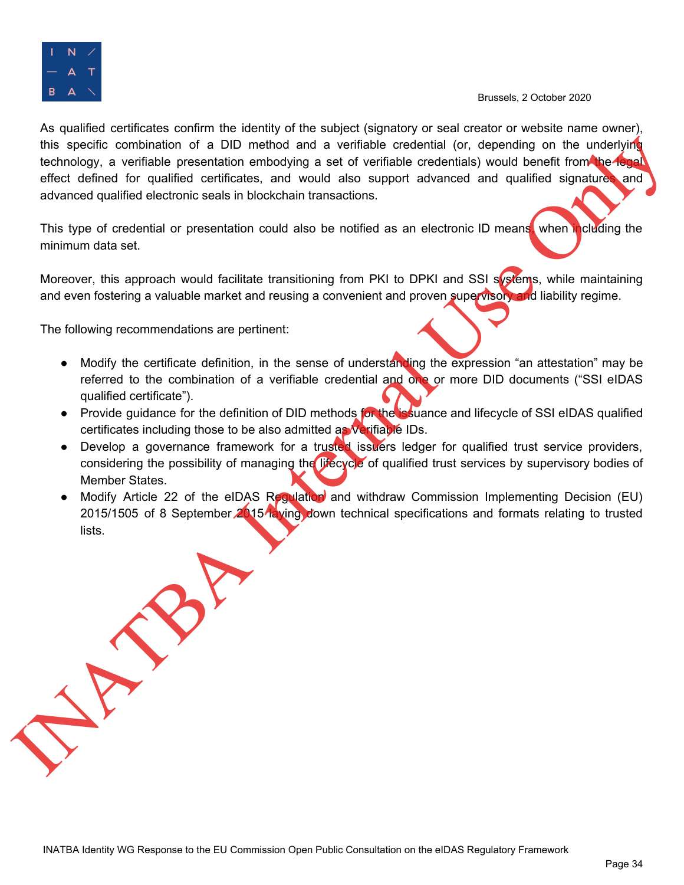As qualified certificates confirm the identity of the subject (signatory or seal creator or website name owner), this specific combination of a DID method and a verifiable credential (or, depending on the underlying technology, a verifiable presentation embodying a set of verifiable credentials) would benefit from the legal effect defined for qualified certificates, and would also support advanced and qualified signatures and advanced qualified electronic seals in blockchain transactions.

This type of credential or presentation could also be notified as an electronic ID means, when including the minimum data set.

Moreover, this approach would facilitate transitioning from PKI to DPKI and SSI systems, while maintaining and even fostering a valuable market and reusing a convenient and proven supervisory and liability regime.

The following recommendations are pertinent:

- Modify the certificate definition, in the sense of understanding the expression “an attestation” may be referred to the combination of a verifiable credential and one or more DID documents (“SSI eIDAS qualified certificate”).
- Provide guidance for the definition of DID methods for the issuance and lifecycle of SSI eIDAS qualified certificates including those to be also admitted as Verifiable IDs.
- Develop a governance framework for a trusted issuers ledger for qualified trust service providers, considering the possibility of managing the lifecycle of qualified trust services by supervisory bodies of Member States.
- Modify Article 22 of the eIDAS Regulation and withdraw Commission Implementing Decision (EU) 2015/1505 of 8 September 2015 laying down technical specifications and formats relating to trusted lists.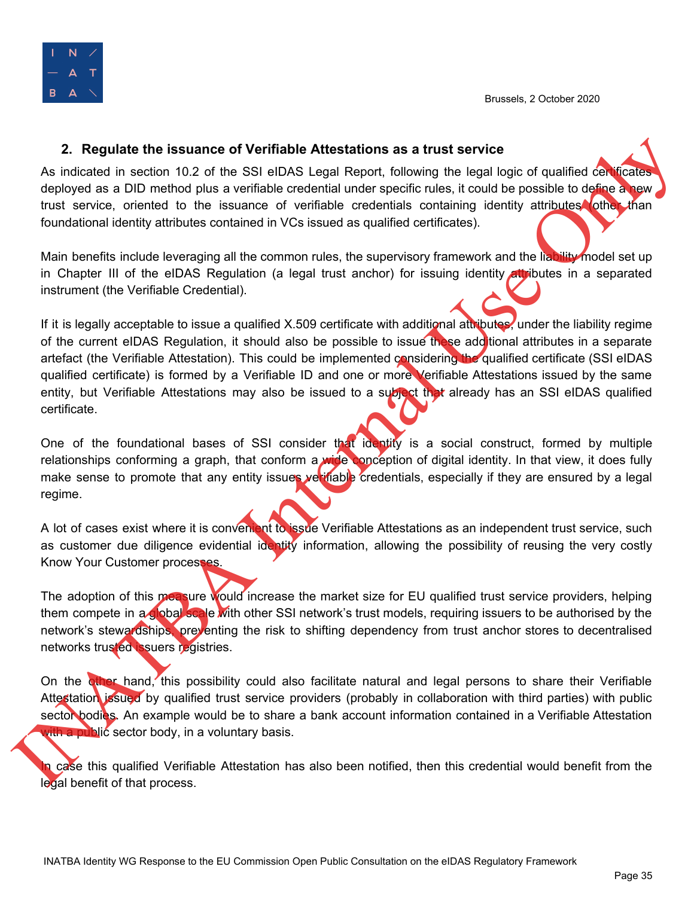## 2. Regulate the issuance of Verifiable Attestations as a trust service

As indicated in section 10.2 of the SSI eIDAS Legal Report, following the legal logic of qualified certificates deployed as a DID method plus a verifiable credential under specific rules, it could be possible to define a new trust service, oriented to the issuance of verifiable credentials containing identity attributes (other than foundational identity attributes contained in VCs issued as qualified certificates).

Main benefits include leveraging all the common rules, the supervisory framework and the liability model set up in Chapter III of the eIDAS Regulation (a legal trust anchor) for issuing identity attributes in a separated instrument (the Verifiable Credential).

If it is legally acceptable to issue a qualified X.509 certificate with additional attributes, under the liability regime of the current eIDAS Regulation, it should also be possible to issue these additional attributes in a separate artefact (the Verifiable Attestation). This could be implemented considering the qualified certificate (SSI eIDAS qualified certificate) is formed by a Verifiable ID and one or more Verifiable Attestations issued by the same entity, but Verifiable Attestations may also be issued to a subject that already has an SSI eIDAS qualified certificate.

One of the foundational bases of SSI consider that identity is a social construct, formed by multiple relationships conforming a graph, that conform a wide conception of digital identity. In that view, it does fully make sense to promote that any entity issues verifiable credentials, especially if they are ensured by a legal regime.

A lot of cases exist where it is convenient to issue Verifiable Attestations as an independent trust service, such as customer due diligence evidential identity information, allowing the possibility of reusing the very costly Know Your Customer processes.

The adoption of this measure would increase the market size for EU qualified trust service providers, helping them compete in a global scale with other SSI network's trust models, requiring issuers to be authorised by the network's stewardships, preventing the risk to shifting dependency from trust anchor stores to decentralised networks trusted issuers registries.

On the other hand, this possibility could also facilitate natural and legal persons to share their Verifiable Attestation issued by qualified trust service providers (probably in collaboration with third parties) with public sector bodies. An example would be to share a bank account information contained in a Verifiable Attestation with a public sector body, in a voluntary basis.

In case this qualified Verifiable Attestation has also been notified, then this credential would benefit from the legal benefit of that process.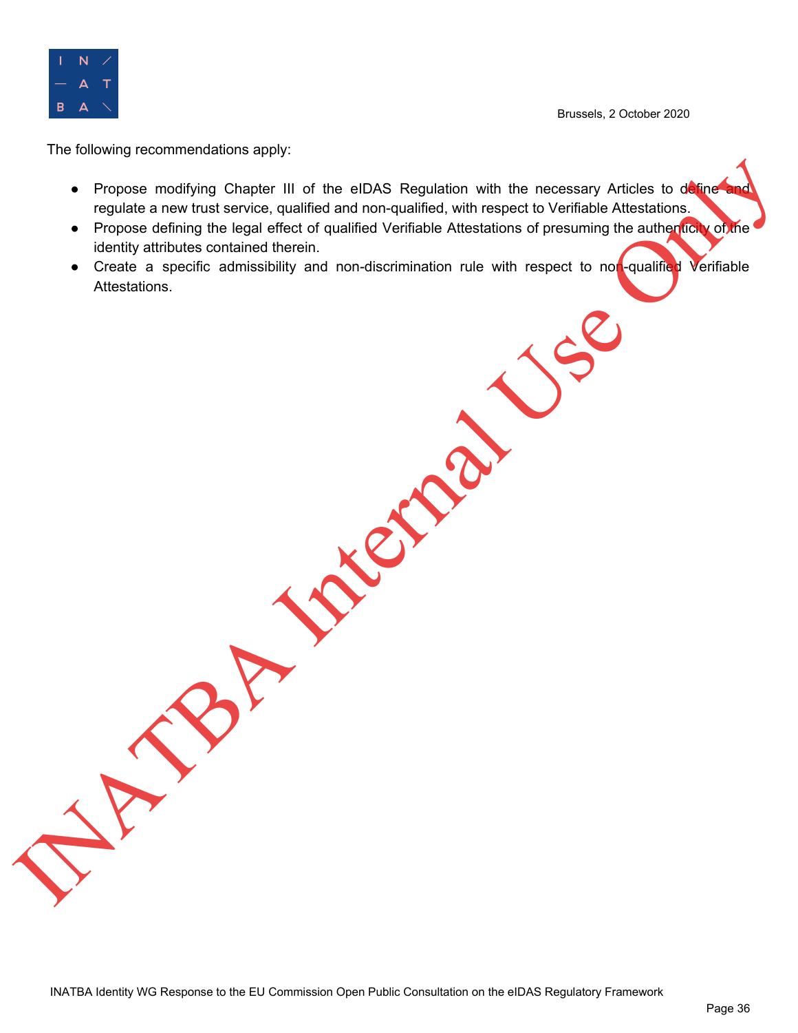The following recommendations apply:

- Propose modifying Chapter III of the eIDAS Regulation with the necessary Articles to define and regulate a new trust service, qualified and non-qualified, with respect to Verifiable Attestations.
- Propose defining the legal effect of qualified Verifiable Attestations of presuming the authenticity of the identity attributes contained therein.
- Create a specific admissibility and non-discrimination rule with respect to non-qualified Verifiable Attestations.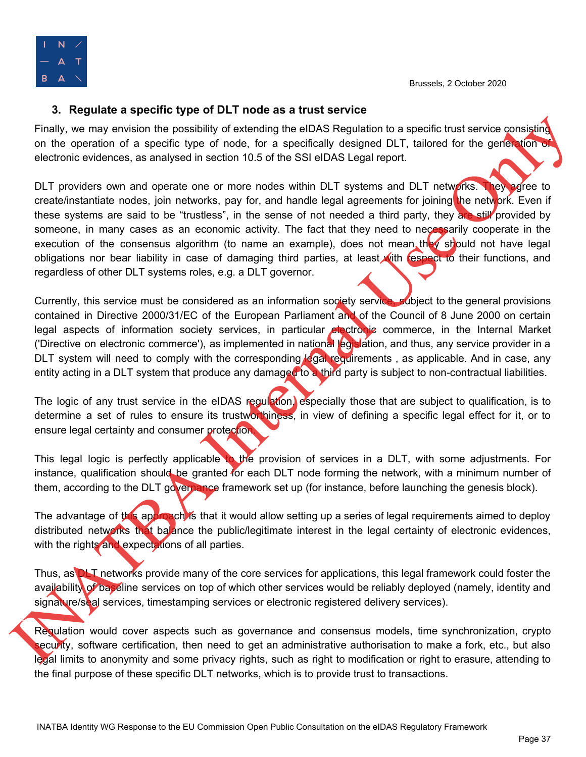### 3. Regulate a specific type of DLT node as a trust service

Finally, we may envision the possibility of extending the eIDAS Regulation to a specific trust service consisting on the operation of a specific type of node, for a specifically designed DLT, tailored for the generation of electronic evidences, as analysed in section 10.5 of the SSI eIDAS Legal report.

DLT providers own and operate one or more nodes within DLT systems and DLT networks. They agree to create/instantiate nodes, join networks, pay for, and handle legal agreements for joining the network. Even if these systems are said to be "trustless", in the sense of not needed a third party, they are still provided by someone, in many cases as an economic activity. The fact that they need to necessarily cooperate in the execution of the consensus algorithm (to name an example), does not mean they should not have legal obligations nor bear liability in case of damaging third parties, at least with respect to their functions, and regardless of other DLT systems roles, e.g. a DLT governor.

Currently, this service must be considered as an information society service, subject to the general provisions contained in Directive 2000/31/EC of the European Parliament and of the Council of 8 June 2000 on certain legal aspects of information society services, in particular electronic commerce, in the Internal Market ('Directive on electronic commerce'), as implemented in national legislation, and thus, any service provider in a DLT system will need to comply with the corresponding legal requirements , as applicable. And in case, any entity acting in a DLT system that produce any damaged to a third party is subject to non-contractual liabilities.

The logic of any trust service in the eIDAS regulation, especially those that are subject to qualification, is to determine a set of rules to ensure its trustworthiness, in view of defining a specific legal effect for it, or to ensure legal certainty and consumer protection.

This legal logic is perfectly applicable to the provision of services in a DLT, with some adjustments. For instance, qualification should be granted for each DLT node forming the network, with a minimum number of them, according to the DLT governance framework set up (for instance, before launching the genesis block).

The advantage of this approach is that it would allow setting up a series of legal requirements aimed to deploy distributed networks that balance the public/legitimate interest in the legal certainty of electronic evidences, with the rights and expectations of all parties.

Thus, as DLT networks provide many of the core services for applications, this legal framework could foster the availability of baseline services on top of which other services would be reliably deployed (namely, identity and signature/seal services, timestamping services or electronic registered delivery services).

Regulation would cover aspects such as governance and consensus models, time synchronization, crypto security, software certification, then need to get an administrative authorisation to make a fork, etc., but also legal limits to anonymity and some privacy rights, such as right to modification or right to erasure, attending to the final purpose of these specific DLT networks, which is to provide trust to transactions.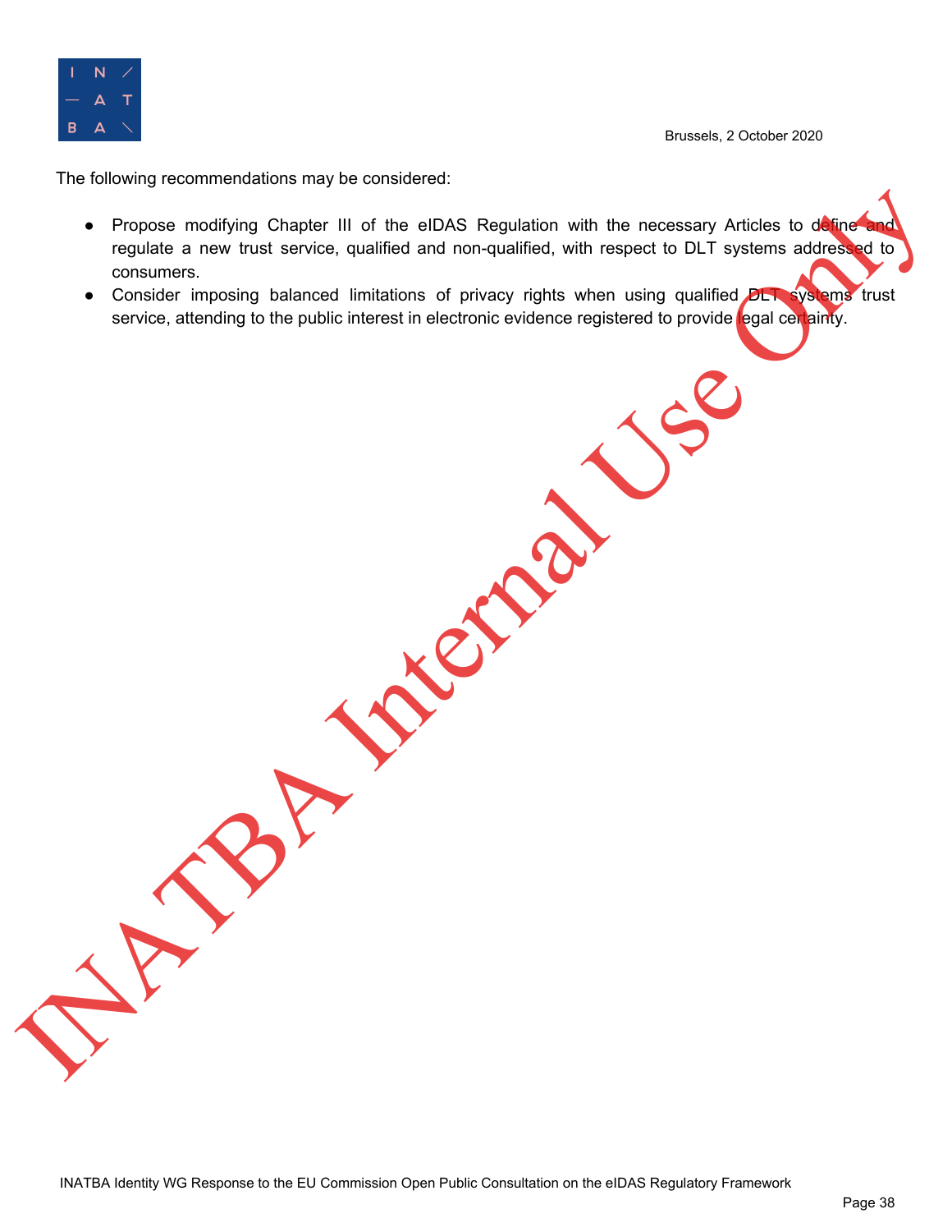The following recommendations may be considered:

- Propose modifying Chapter III of the eIDAS Regulation with the necessary Articles to define and regulate a new trust service, qualified and non-qualified, with respect to DLT systems addressed to consumers.
- Consider imposing balanced limitations of privacy rights when using qualified DLT systems trust service, attending to the public interest in electronic evidence registered to provide legal certainty.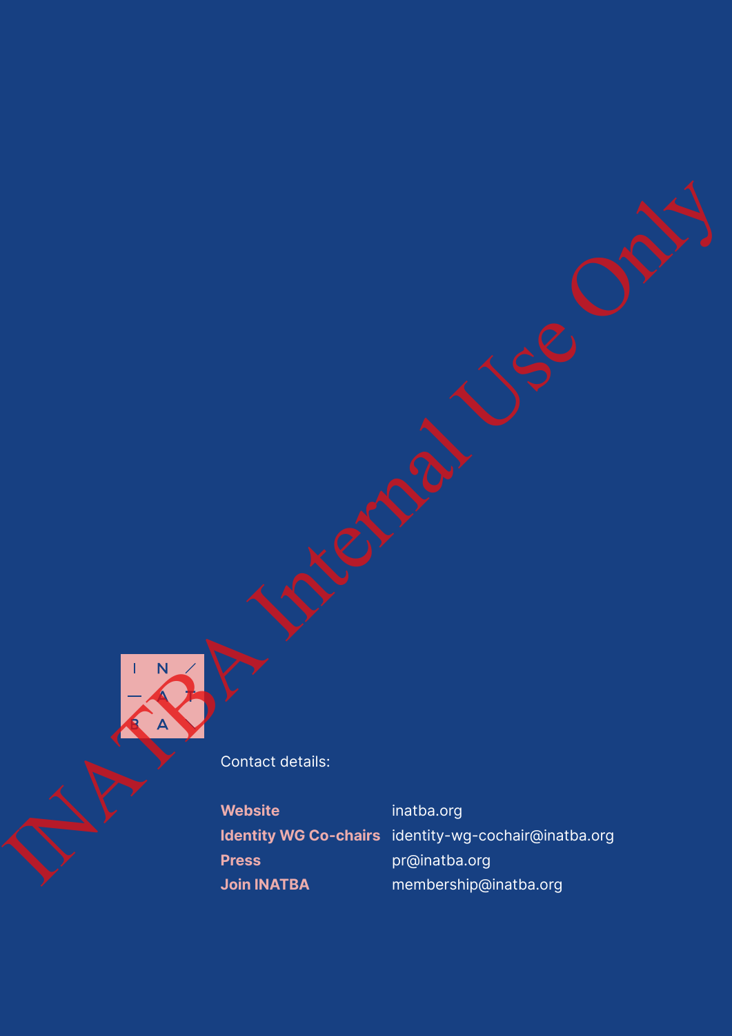INATBA Internal Use Only

Contact details:

| | |
|---|---|
| **Website** | inatba.org |
| **Identity WG Co-chairs** | identity-wg-cochair@inatba.org |
| **Press** | pr@inatba.org |
| **Join INATBA** | membership@inatba.org |